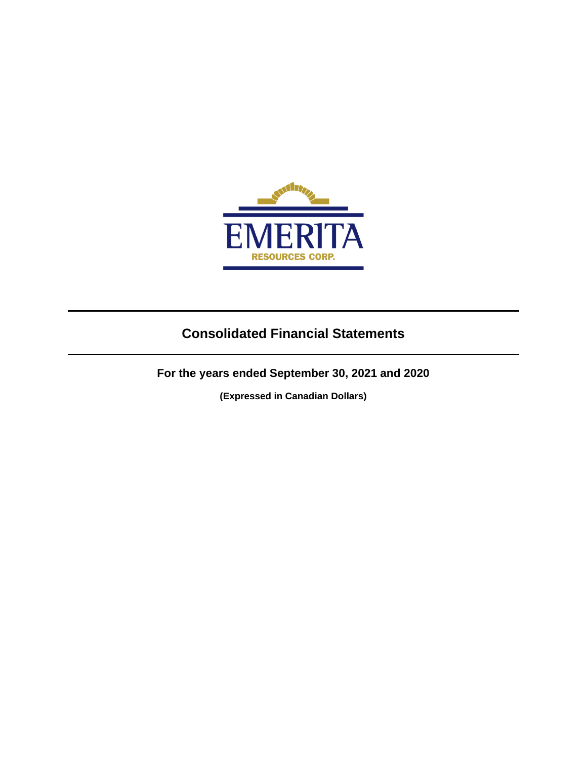EMERITA

RESOURCES CORP.

# Consolidated Financial Statements

## For the years ended September 30, 2021 and 2020

**(Expressed in Canadian Dollars)**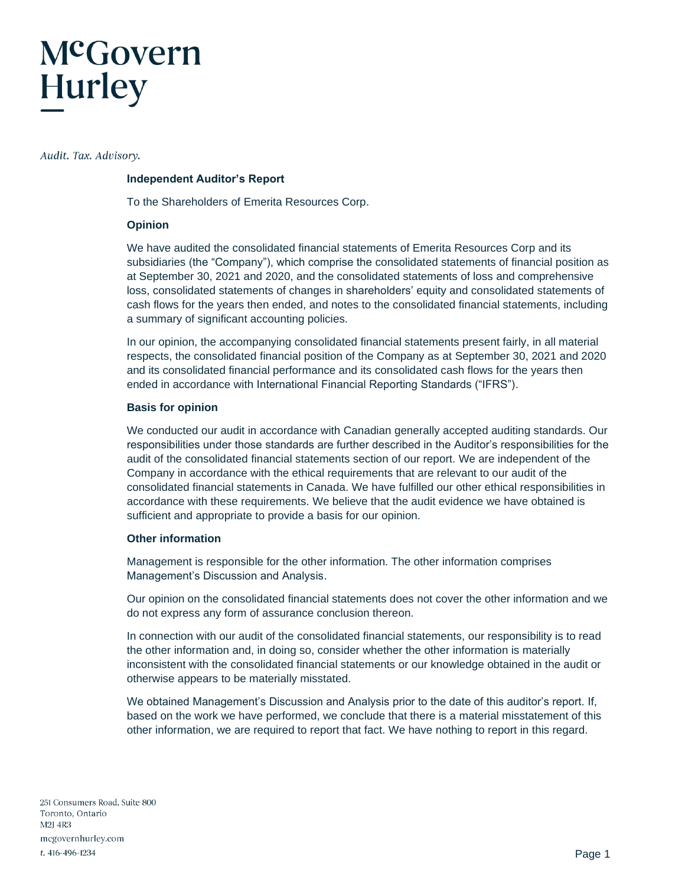McGovern Hurley

*Audit. Tax. Advisory.*

**Independent Auditor's Report**

To the Shareholders of Emerita Resources Corp.

**Opinion**

We have audited the consolidated financial statements of Emerita Resources Corp and its subsidiaries (the "Company"), which comprise the consolidated statements of financial position as at September 30, 2021 and 2020, and the consolidated statements of loss and comprehensive loss, consolidated statements of changes in shareholders' equity and consolidated statements of cash flows for the years then ended, and notes to the consolidated financial statements, including a summary of significant accounting policies.

In our opinion, the accompanying consolidated financial statements present fairly, in all material respects, the consolidated financial position of the Company as at September 30, 2021 and 2020 and its consolidated financial performance and its consolidated cash flows for the years then ended in accordance with International Financial Reporting Standards ("IFRS").

**Basis for opinion**

We conducted our audit in accordance with Canadian generally accepted auditing standards. Our responsibilities under those standards are further described in the Auditor's responsibilities for the audit of the consolidated financial statements section of our report. We are independent of the Company in accordance with the ethical requirements that are relevant to our audit of the consolidated financial statements in Canada. We have fulfilled our other ethical responsibilities in accordance with these requirements. We believe that the audit evidence we have obtained is sufficient and appropriate to provide a basis for our opinion.

**Other information**

Management is responsible for the other information. The other information comprises Management's Discussion and Analysis.

Our opinion on the consolidated financial statements does not cover the other information and we do not express any form of assurance conclusion thereon.

In connection with our audit of the consolidated financial statements, our responsibility is to read the other information and, in doing so, consider whether the other information is materially inconsistent with the consolidated financial statements or our knowledge obtained in the audit or otherwise appears to be materially misstated.

We obtained Management's Discussion and Analysis prior to the date of this auditor's report. If, based on the work we have performed, we conclude that there is a material misstatement of this other information, we are required to report that fact. We have nothing to report in this regard.

251 Consumers Road, Suite 800
Toronto, Ontario
M2J 4R3
mcgovernhurley.com
*t.* 416-496-1234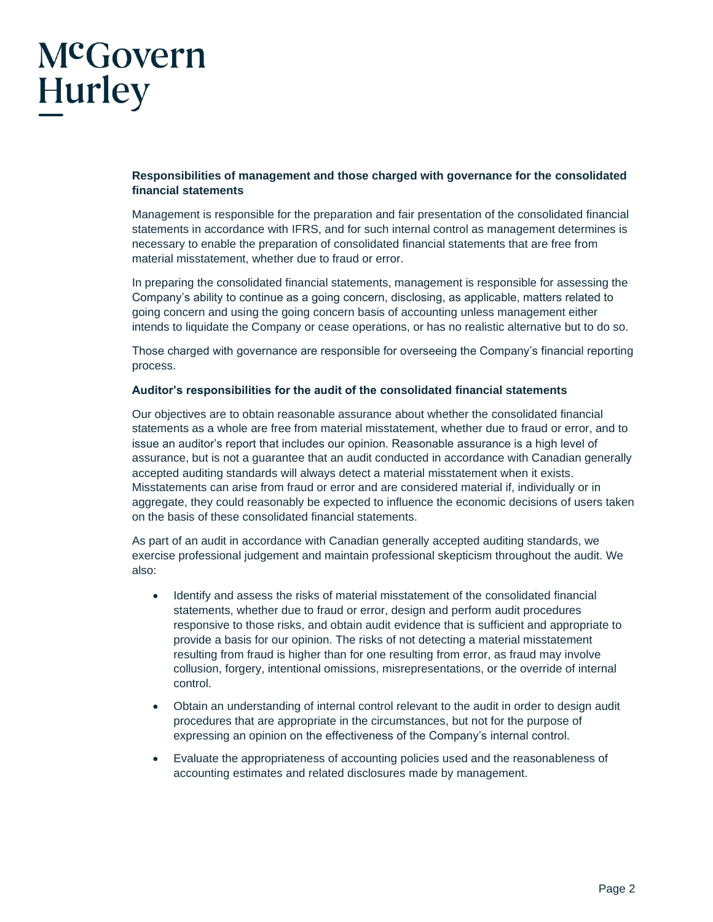**Responsibilities of management and those charged with governance for the consolidated financial statements**

Management is responsible for the preparation and fair presentation of the consolidated financial statements in accordance with IFRS, and for such internal control as management determines is necessary to enable the preparation of consolidated financial statements that are free from material misstatement, whether due to fraud or error.

In preparing the consolidated financial statements, management is responsible for assessing the Company's ability to continue as a going concern, disclosing, as applicable, matters related to going concern and using the going concern basis of accounting unless management either intends to liquidate the Company or cease operations, or has no realistic alternative but to do so.

Those charged with governance are responsible for overseeing the Company's financial reporting process.

**Auditor's responsibilities for the audit of the consolidated financial statements**

Our objectives are to obtain reasonable assurance about whether the consolidated financial statements as a whole are free from material misstatement, whether due to fraud or error, and to issue an auditor's report that includes our opinion. Reasonable assurance is a high level of assurance, but is not a guarantee that an audit conducted in accordance with Canadian generally accepted auditing standards will always detect a material misstatement when it exists. Misstatements can arise from fraud or error and are considered material if, individually or in aggregate, they could reasonably be expected to influence the economic decisions of users taken on the basis of these consolidated financial statements.

As part of an audit in accordance with Canadian generally accepted auditing standards, we exercise professional judgement and maintain professional skepticism throughout the audit. We also:

- Identify and assess the risks of material misstatement of the consolidated financial statements, whether due to fraud or error, design and perform audit procedures responsive to those risks, and obtain audit evidence that is sufficient and appropriate to provide a basis for our opinion. The risks of not detecting a material misstatement resulting from fraud is higher than for one resulting from error, as fraud may involve collusion, forgery, intentional omissions, misrepresentations, or the override of internal control.
- Obtain an understanding of internal control relevant to the audit in order to design audit procedures that are appropriate in the circumstances, but not for the purpose of expressing an opinion on the effectiveness of the Company's internal control.
- Evaluate the appropriateness of accounting policies used and the reasonableness of accounting estimates and related disclosures made by management.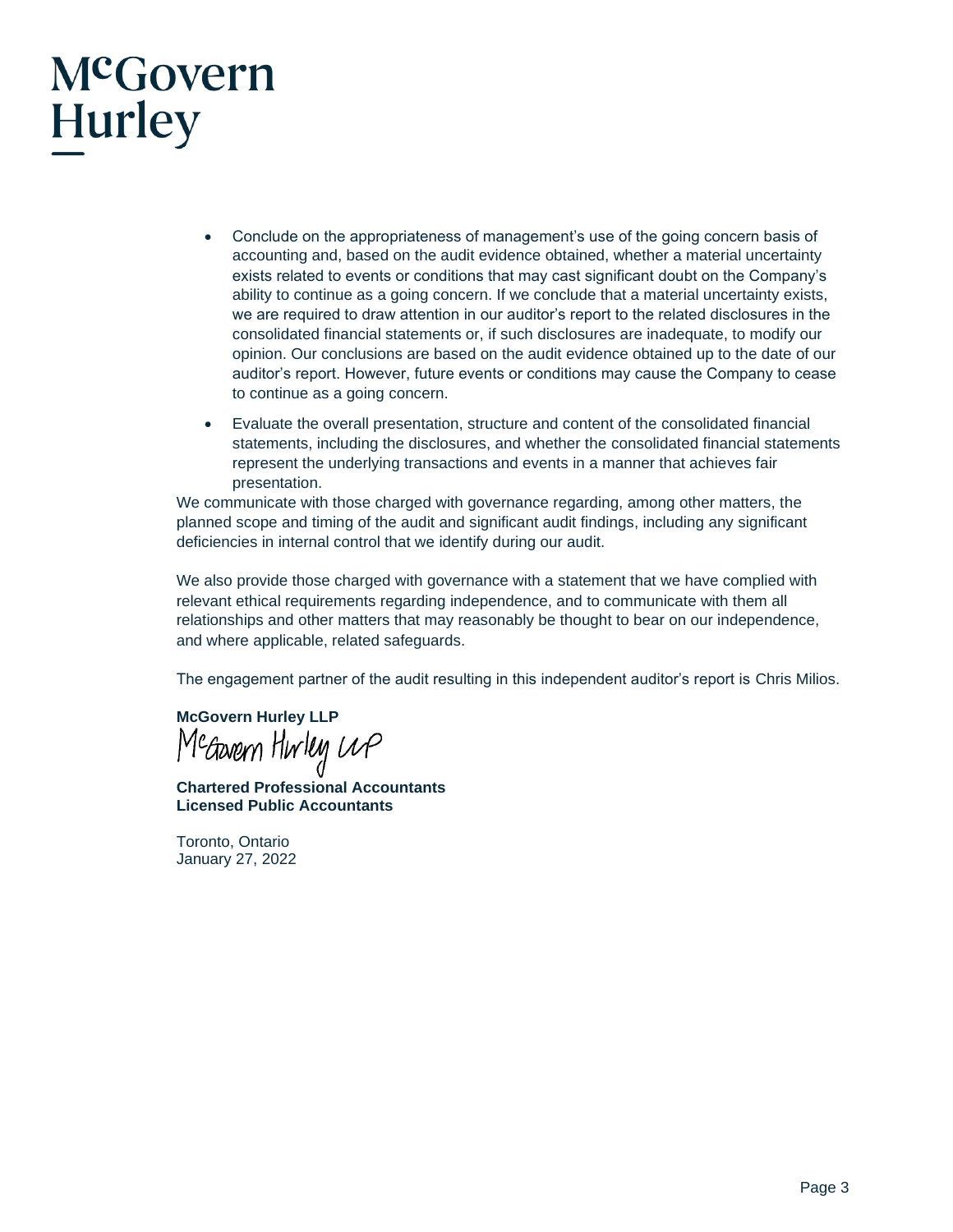- Conclude on the appropriateness of management's use of the going concern basis of accounting and, based on the audit evidence obtained, whether a material uncertainty exists related to events or conditions that may cast significant doubt on the Company's ability to continue as a going concern. If we conclude that a material uncertainty exists, we are required to draw attention in our auditor's report to the related disclosures in the consolidated financial statements or, if such disclosures are inadequate, to modify our opinion. Our conclusions are based on the audit evidence obtained up to the date of our auditor's report. However, future events or conditions may cause the Company to cease to continue as a going concern.
- Evaluate the overall presentation, structure and content of the consolidated financial statements, including the disclosures, and whether the consolidated financial statements represent the underlying transactions and events in a manner that achieves fair presentation.

We communicate with those charged with governance regarding, among other matters, the planned scope and timing of the audit and significant audit findings, including any significant deficiencies in internal control that we identify during our audit.

We also provide those charged with governance with a statement that we have complied with relevant ethical requirements regarding independence, and to communicate with them all relationships and other matters that may reasonably be thought to bear on our independence, and where applicable, related safeguards.

The engagement partner of the audit resulting in this independent auditor's report is Chris Milios.

**McGovern Hurley LLP**

McGovern Hurley LLP

**Chartered Professional Accountants**
**Licensed Public Accountants**

Toronto, Ontario
January 27, 2022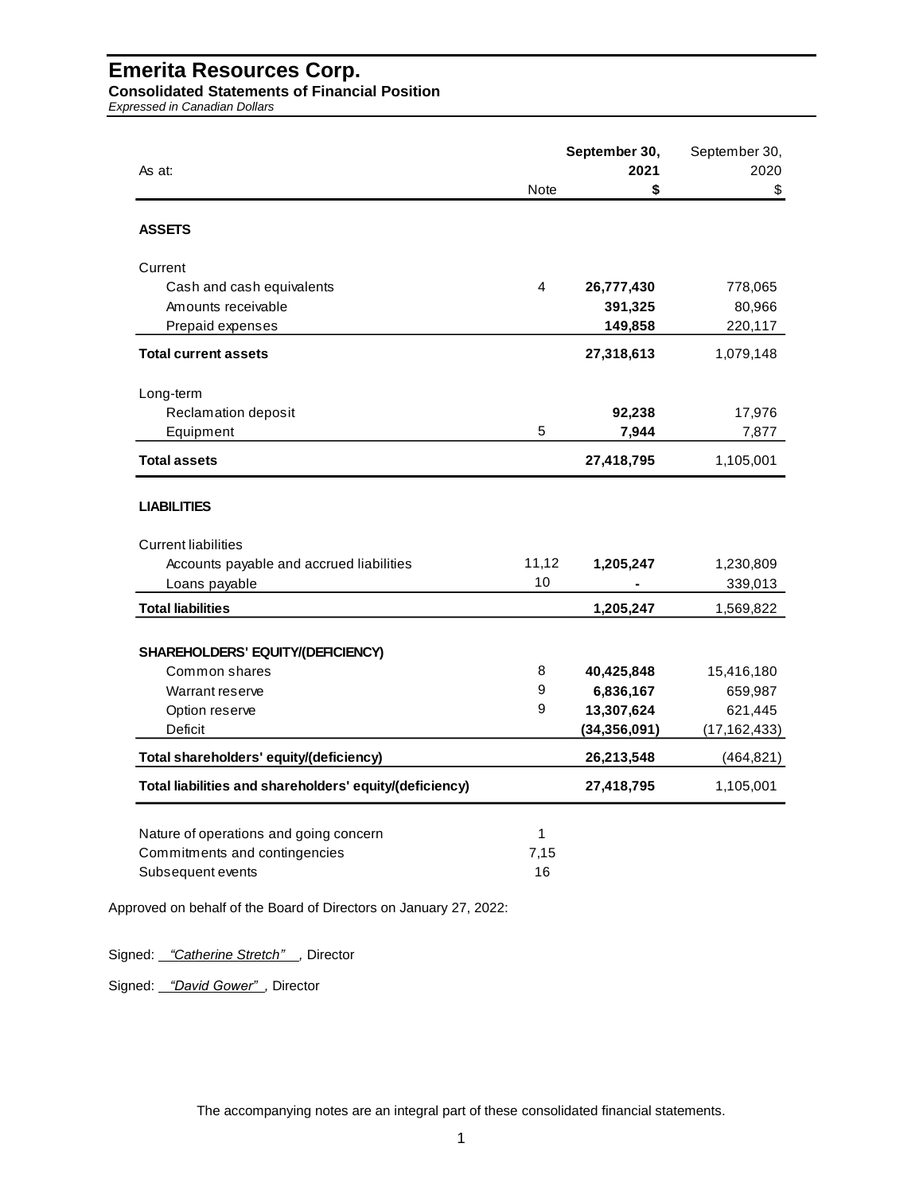# Emerita Resources Corp.

**Consolidated Statements of Financial Position**

*Expressed in Canadian Dollars*

| As at: | Note | **September 30, 2021 $** | September 30, 2020 $ |
|---|---|---|---|
| **ASSETS** | | | |
| Current | | | |
| Cash and cash equivalents | 4 | **26,777,430** | 778,065 |
| Amounts receivable | | **391,325** | 80,966 |
| Prepaid expenses | | **149,858** | 220,117 |
| **Total current assets** | | **27,318,613** | 1,079,148 |
| Long-term | | | |
| Reclamation deposit | | **92,238** | 17,976 |
| Equipment | 5 | **7,944** | 7,877 |
| **Total assets** | | **27,418,795** | 1,105,001 |
| **LIABILITIES** | | | |
| Current liabilities | | | |
| Accounts payable and accrued liabilities | 11,12 | **1,205,247** | 1,230,809 |
| Loans payable | 10 | **-** | 339,013 |
| **Total liabilities** | | **1,205,247** | 1,569,822 |
| **SHAREHOLDERS' EQUITY/(DEFICIENCY)** | | | |
| Common shares | 8 | **40,425,848** | 15,416,180 |
| Warrant reserve | 9 | **6,836,167** | 659,987 |
| Option reserve | 9 | **13,307,624** | 621,445 |
| Deficit | | **(34,356,091)** | (17,162,433) |
| **Total shareholders' equity/(deficiency)** | | **26,213,548** | (464,821) |
| **Total liabilities and shareholders' equity/(deficiency)** | | **27,418,795** | 1,105,001 |
| Nature of operations and going concern | 1 | | |
| Commitments and contingencies | 7,15 | | |
| Subsequent events | 16 | | |

Approved on behalf of the Board of Directors on January 27, 2022:

Signed: *"Catherine Stretch"* , Director

Signed: *"David Gower"* , Director

The accompanying notes are an integral part of these consolidated financial statements.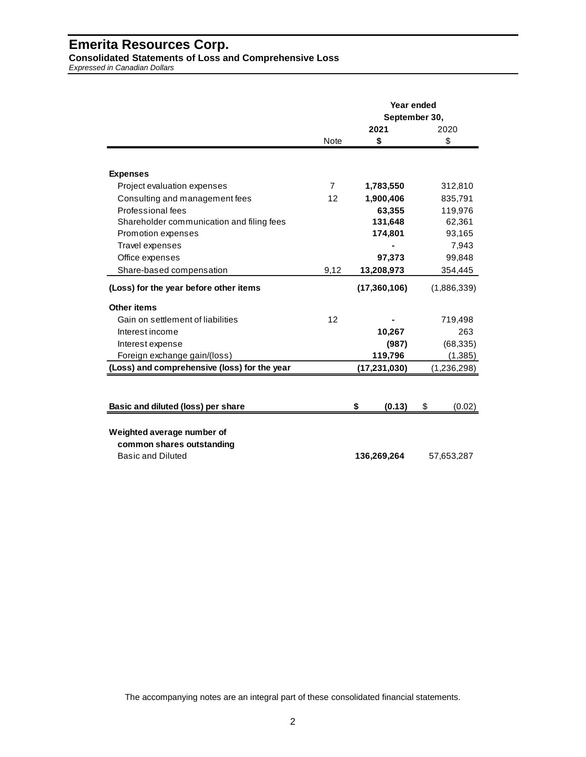# Emerita Resources Corp.

**Consolidated Statements of Loss and Comprehensive Loss**

*Expressed in Canadian Dollars*

| | Note | Year ended September 30, 2021 $ | 2020 $ |
|---|---|---|---|
| **Expenses** | | | |
| Project evaluation expenses | 7 | **1,783,550** | 312,810 |
| Consulting and management fees | 12 | **1,900,406** | 835,791 |
| Professional fees | | **63,355** | 119,976 |
| Shareholder communication and filing fees | | **131,648** | 62,361 |
| Promotion expenses | | **174,801** | 93,165 |
| Travel expenses | | **-** | 7,943 |
| Office expenses | | **97,373** | 99,848 |
| Share-based compensation | 9,12 | **13,208,973** | 354,445 |
| **(Loss) for the year before other items** | | **(17,360,106)** | (1,886,339) |
| **Other items** | | | |
| Gain on settlement of liabilities | 12 | **-** | 719,498 |
| Interest income | | **10,267** | 263 |
| Interest expense | | **(987)** | (68,335) |
| Foreign exchange gain/(loss) | | **119,796** | (1,385) |
| **(Loss) and comprehensive (loss) for the year** | | **(17,231,030)** | (1,236,298) |
| | | | |
| **Basic and diluted (loss) per share** | | **$ (0.13)** | $ (0.02) |
| | | | |
| **Weighted average number of common shares outstanding** | | | |
| Basic and Diluted | | **136,269,264** | 57,653,287 |

The accompanying notes are an integral part of these consolidated financial statements.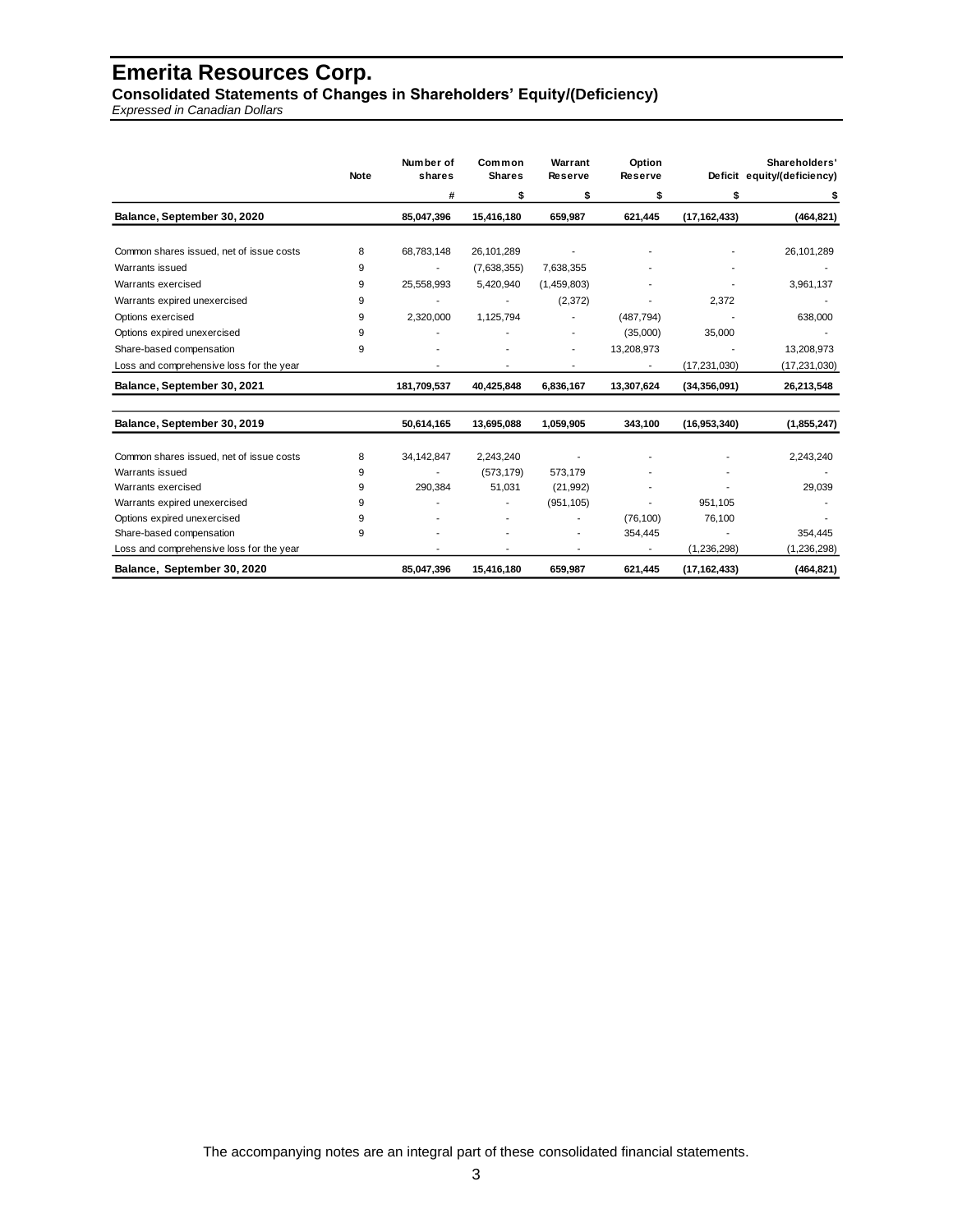# Emerita Resources Corp.

**Consolidated Statements of Changes in Shareholders' Equity/(Deficiency)**

*Expressed in Canadian Dollars*

| | Note | Number of shares | Common Shares | Warrant Reserve | Option Reserve | Deficit | Shareholders' equity/(deficiency) |
|---|---|---|---|---|---|---|---|
| | | # | $ | $ | $ | $ | $ |
| **Balance, September 30, 2020** | | **85,047,396** | **15,416,180** | **659,987** | **621,445** | **(17,162,433)** | **(464,821)** |
| Common shares issued, net of issue costs | 8 | 68,783,148 | 26,101,289 | - | - | - | 26,101,289 |
| Warrants issued | 9 | - | (7,638,355) | 7,638,355 | - | - | - |
| Warrants exercised | 9 | 25,558,993 | 5,420,940 | (1,459,803) | - | - | 3,961,137 |
| Warrants expired unexercised | 9 | - | - | (2,372) | - | 2,372 | - |
| Options exercised | 9 | 2,320,000 | 1,125,794 | - | (487,794) | - | 638,000 |
| Options expired unexercised | 9 | - | - | - | (35,000) | 35,000 | - |
| Share-based compensation | 9 | - | - | - | 13,208,973 | - | 13,208,973 |
| Loss and comprehensive loss for the year | | - | - | - | - | (17,231,030) | (17,231,030) |
| **Balance, September 30, 2021** | | **181,709,537** | **40,425,848** | **6,836,167** | **13,307,624** | **(34,356,091)** | **26,213,548** |
| | | | | | | | |
| **Balance, September 30, 2019** | | **50,614,165** | **13,695,088** | **1,059,905** | **343,100** | **(16,953,340)** | **(1,855,247)** |
| Common shares issued, net of issue costs | 8 | 34,142,847 | 2,243,240 | - | - | - | 2,243,240 |
| Warrants issued | 9 | - | (573,179) | 573,179 | - | - | - |
| Warrants exercised | 9 | 290,384 | 51,031 | (21,992) | - | - | 29,039 |
| Warrants expired unexercised | 9 | - | - | (951,105) | - | 951,105 | - |
| Options expired unexercised | 9 | - | - | - | (76,100) | 76,100 | - |
| Share-based compensation | 9 | - | - | - | 354,445 | - | 354,445 |
| Loss and comprehensive loss for the year | | - | - | - | - | (1,236,298) | (1,236,298) |
| **Balance, September 30, 2020** | | **85,047,396** | **15,416,180** | **659,987** | **621,445** | **(17,162,433)** | **(464,821)** |

The accompanying notes are an integral part of these consolidated financial statements.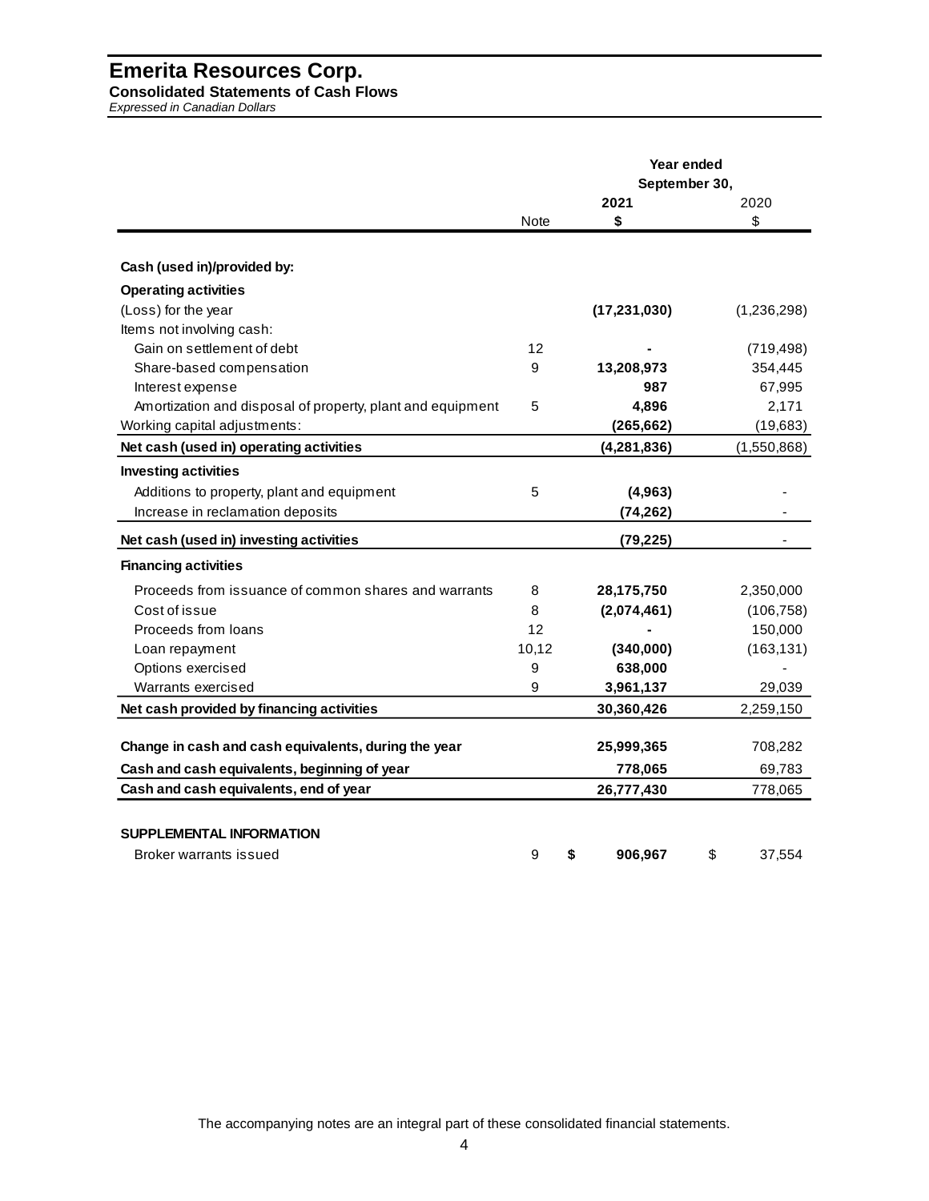# Emerita Resources Corp.

**Consolidated Statements of Cash Flows**

*Expressed in Canadian Dollars*

| | Note | Year ended September 30, 2021 $ | 2020 $ |
|---|---|---|---|
| **Cash (used in)/provided by:** | | | |
| **Operating activities** | | | |
| (Loss) for the year | | **(17,231,030)** | (1,236,298) |
| Items not involving cash: | | | |
| Gain on settlement of debt | 12 | **-** | (719,498) |
| Share-based compensation | 9 | **13,208,973** | 354,445 |
| Interest expense | | **987** | 67,995 |
| Amortization and disposal of property, plant and equipment | 5 | **4,896** | 2,171 |
| Working capital adjustments: | | **(265,662)** | (19,683) |
| **Net cash (used in) operating activities** | | **(4,281,836)** | (1,550,868) |
| **Investing activities** | | | |
| Additions to property, plant and equipment | 5 | **(4,963)** | - |
| Increase in reclamation deposits | | **(74,262)** | - |
| **Net cash (used in) investing activities** | | **(79,225)** | - |
| **Financing activities** | | | |
| Proceeds from issuance of common shares and warrants | 8 | **28,175,750** | 2,350,000 |
| Cost of issue | 8 | **(2,074,461)** | (106,758) |
| Proceeds from loans | 12 | **-** | 150,000 |
| Loan repayment | 10,12 | **(340,000)** | (163,131) |
| Options exercised | 9 | **638,000** | - |
| Warrants exercised | 9 | **3,961,137** | 29,039 |
| **Net cash provided by financing activities** | | **30,360,426** | 2,259,150 |
| **Change in cash and cash equivalents, during the year** | | **25,999,365** | 708,282 |
| **Cash and cash equivalents, beginning of year** | | **778,065** | 69,783 |
| **Cash and cash equivalents, end of year** | | **26,777,430** | 778,065 |
| **SUPPLEMENTAL INFORMATION** | | | |
| Broker warrants issued | 9 | **$ 906,967** | $ 37,554 |

The accompanying notes are an integral part of these consolidated financial statements.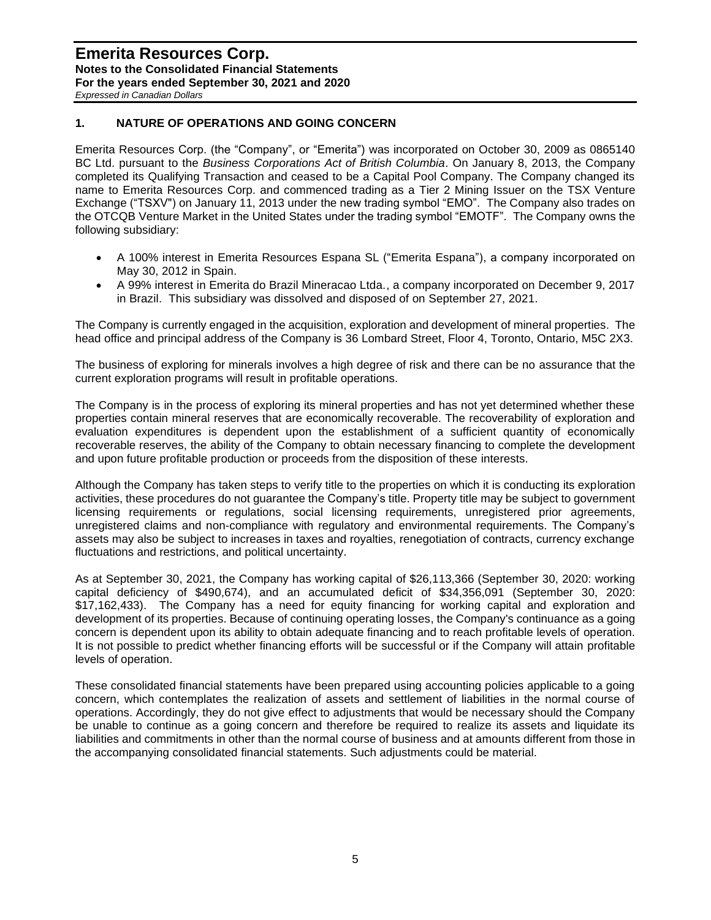## 1. NATURE OF OPERATIONS AND GOING CONCERN

Emerita Resources Corp. (the "Company", or "Emerita") was incorporated on October 30, 2009 as 0865140 BC Ltd. pursuant to the *Business Corporations Act of British Columbia*. On January 8, 2013, the Company completed its Qualifying Transaction and ceased to be a Capital Pool Company. The Company changed its name to Emerita Resources Corp. and commenced trading as a Tier 2 Mining Issuer on the TSX Venture Exchange ("TSXV") on January 11, 2013 under the new trading symbol "EMO". The Company also trades on the OTCQB Venture Market in the United States under the trading symbol "EMOTF". The Company owns the following subsidiary:

- A 100% interest in Emerita Resources Espana SL ("Emerita Espana"), a company incorporated on May 30, 2012 in Spain.
- A 99% interest in Emerita do Brazil Mineracao Ltda., a company incorporated on December 9, 2017 in Brazil. This subsidiary was dissolved and disposed of on September 27, 2021.

The Company is currently engaged in the acquisition, exploration and development of mineral properties. The head office and principal address of the Company is 36 Lombard Street, Floor 4, Toronto, Ontario, M5C 2X3.

The business of exploring for minerals involves a high degree of risk and there can be no assurance that the current exploration programs will result in profitable operations.

The Company is in the process of exploring its mineral properties and has not yet determined whether these properties contain mineral reserves that are economically recoverable. The recoverability of exploration and evaluation expenditures is dependent upon the establishment of a sufficient quantity of economically recoverable reserves, the ability of the Company to obtain necessary financing to complete the development and upon future profitable production or proceeds from the disposition of these interests.

Although the Company has taken steps to verify title to the properties on which it is conducting its exploration activities, these procedures do not guarantee the Company's title. Property title may be subject to government licensing requirements or regulations, social licensing requirements, unregistered prior agreements, unregistered claims and non-compliance with regulatory and environmental requirements. The Company's assets may also be subject to increases in taxes and royalties, renegotiation of contracts, currency exchange fluctuations and restrictions, and political uncertainty.

As at September 30, 2021, the Company has working capital of $26,113,366 (September 30, 2020: working capital deficiency of $490,674), and an accumulated deficit of $34,356,091 (September 30, 2020: $17,162,433). The Company has a need for equity financing for working capital and exploration and development of its properties. Because of continuing operating losses, the Company's continuance as a going concern is dependent upon its ability to obtain adequate financing and to reach profitable levels of operation. It is not possible to predict whether financing efforts will be successful or if the Company will attain profitable levels of operation.

These consolidated financial statements have been prepared using accounting policies applicable to a going concern, which contemplates the realization of assets and settlement of liabilities in the normal course of operations. Accordingly, they do not give effect to adjustments that would be necessary should the Company be unable to continue as a going concern and therefore be required to realize its assets and liquidate its liabilities and commitments in other than the normal course of business and at amounts different from those in the accompanying consolidated financial statements. Such adjustments could be material.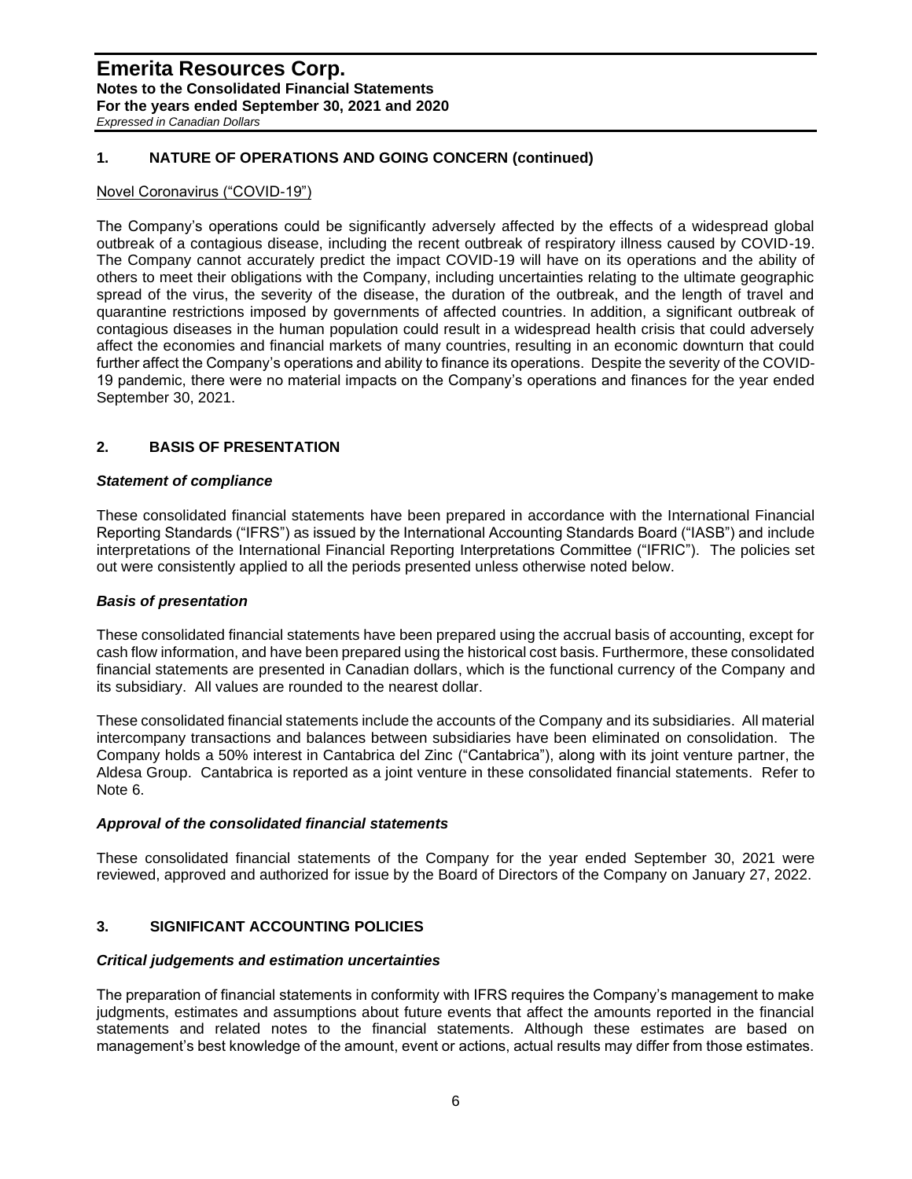## 1. NATURE OF OPERATIONS AND GOING CONCERN (continued)

Novel Coronavirus ("COVID-19")

The Company's operations could be significantly adversely affected by the effects of a widespread global outbreak of a contagious disease, including the recent outbreak of respiratory illness caused by COVID-19. The Company cannot accurately predict the impact COVID-19 will have on its operations and the ability of others to meet their obligations with the Company, including uncertainties relating to the ultimate geographic spread of the virus, the severity of the disease, the duration of the outbreak, and the length of travel and quarantine restrictions imposed by governments of affected countries. In addition, a significant outbreak of contagious diseases in the human population could result in a widespread health crisis that could adversely affect the economies and financial markets of many countries, resulting in an economic downturn that could further affect the Company's operations and ability to finance its operations. Despite the severity of the COVID-19 pandemic, there were no material impacts on the Company's operations and finances for the year ended September 30, 2021.

## 2. BASIS OF PRESENTATION

***Statement of compliance***

These consolidated financial statements have been prepared in accordance with the International Financial Reporting Standards ("IFRS") as issued by the International Accounting Standards Board ("IASB") and include interpretations of the International Financial Reporting Interpretations Committee ("IFRIC"). The policies set out were consistently applied to all the periods presented unless otherwise noted below.

***Basis of presentation***

These consolidated financial statements have been prepared using the accrual basis of accounting, except for cash flow information, and have been prepared using the historical cost basis. Furthermore, these consolidated financial statements are presented in Canadian dollars, which is the functional currency of the Company and its subsidiary. All values are rounded to the nearest dollar.

These consolidated financial statements include the accounts of the Company and its subsidiaries. All material intercompany transactions and balances between subsidiaries have been eliminated on consolidation. The Company holds a 50% interest in Cantabrica del Zinc ("Cantabrica"), along with its joint venture partner, the Aldesa Group. Cantabrica is reported as a joint venture in these consolidated financial statements. Refer to Note 6.

***Approval of the consolidated financial statements***

These consolidated financial statements of the Company for the year ended September 30, 2021 were reviewed, approved and authorized for issue by the Board of Directors of the Company on January 27, 2022.

## 3. SIGNIFICANT ACCOUNTING POLICIES

***Critical judgements and estimation uncertainties***

The preparation of financial statements in conformity with IFRS requires the Company's management to make judgments, estimates and assumptions about future events that affect the amounts reported in the financial statements and related notes to the financial statements. Although these estimates are based on management's best knowledge of the amount, event or actions, actual results may differ from those estimates.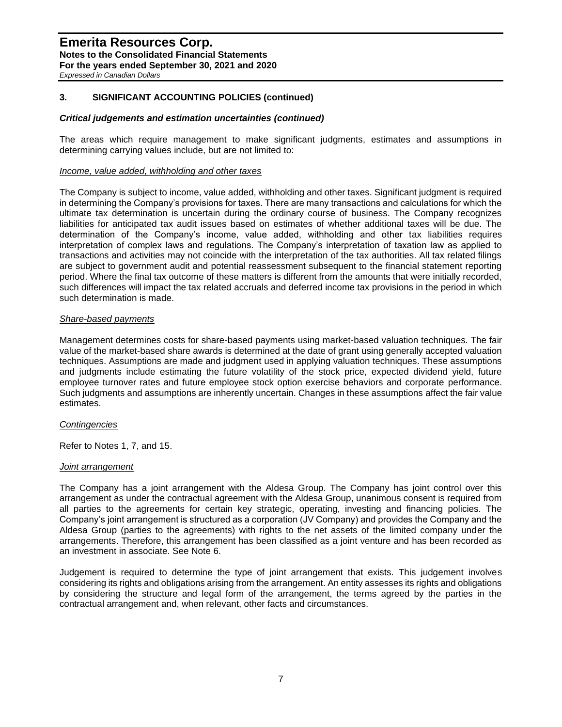## 3. SIGNIFICANT ACCOUNTING POLICIES (continued)

### *Critical judgements and estimation uncertainties (continued)*

The areas which require management to make significant judgments, estimates and assumptions in determining carrying values include, but are not limited to:

*Income, value added, withholding and other taxes*

The Company is subject to income, value added, withholding and other taxes. Significant judgment is required in determining the Company's provisions for taxes. There are many transactions and calculations for which the ultimate tax determination is uncertain during the ordinary course of business. The Company recognizes liabilities for anticipated tax audit issues based on estimates of whether additional taxes will be due. The determination of the Company's income, value added, withholding and other tax liabilities requires interpretation of complex laws and regulations. The Company's interpretation of taxation law as applied to transactions and activities may not coincide with the interpretation of the tax authorities. All tax related filings are subject to government audit and potential reassessment subsequent to the financial statement reporting period. Where the final tax outcome of these matters is different from the amounts that were initially recorded, such differences will impact the tax related accruals and deferred income tax provisions in the period in which such determination is made.

*Share-based payments*

Management determines costs for share-based payments using market-based valuation techniques. The fair value of the market-based share awards is determined at the date of grant using generally accepted valuation techniques. Assumptions are made and judgment used in applying valuation techniques. These assumptions and judgments include estimating the future volatility of the stock price, expected dividend yield, future employee turnover rates and future employee stock option exercise behaviors and corporate performance. Such judgments and assumptions are inherently uncertain. Changes in these assumptions affect the fair value estimates.

*Contingencies*

Refer to Notes 1, 7, and 15.

*Joint arrangement*

The Company has a joint arrangement with the Aldesa Group. The Company has joint control over this arrangement as under the contractual agreement with the Aldesa Group, unanimous consent is required from all parties to the agreements for certain key strategic, operating, investing and financing policies. The Company's joint arrangement is structured as a corporation (JV Company) and provides the Company and the Aldesa Group (parties to the agreements) with rights to the net assets of the limited company under the arrangements. Therefore, this arrangement has been classified as a joint venture and has been recorded as an investment in associate. See Note 6.

Judgement is required to determine the type of joint arrangement that exists. This judgement involves considering its rights and obligations arising from the arrangement. An entity assesses its rights and obligations by considering the structure and legal form of the arrangement, the terms agreed by the parties in the contractual arrangement and, when relevant, other facts and circumstances.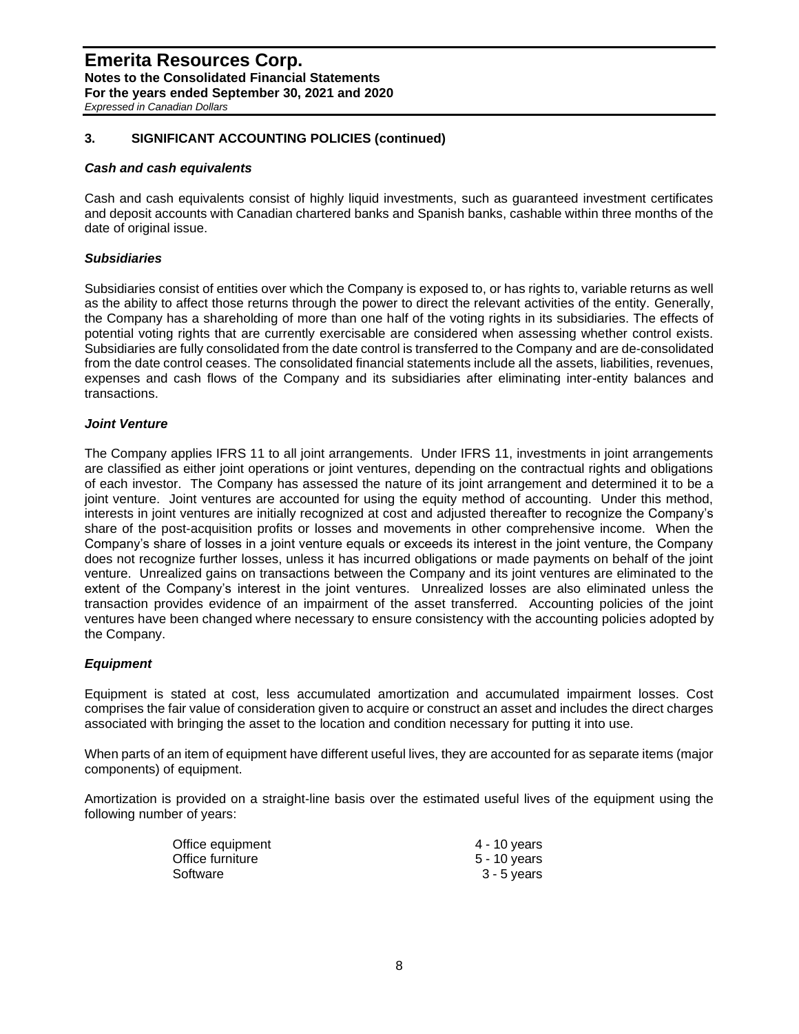## 3. SIGNIFICANT ACCOUNTING POLICIES (continued)

### *Cash and cash equivalents*

Cash and cash equivalents consist of highly liquid investments, such as guaranteed investment certificates and deposit accounts with Canadian chartered banks and Spanish banks, cashable within three months of the date of original issue.

### *Subsidiaries*

Subsidiaries consist of entities over which the Company is exposed to, or has rights to, variable returns as well as the ability to affect those returns through the power to direct the relevant activities of the entity. Generally, the Company has a shareholding of more than one half of the voting rights in its subsidiaries. The effects of potential voting rights that are currently exercisable are considered when assessing whether control exists. Subsidiaries are fully consolidated from the date control is transferred to the Company and are de-consolidated from the date control ceases. The consolidated financial statements include all the assets, liabilities, revenues, expenses and cash flows of the Company and its subsidiaries after eliminating inter-entity balances and transactions.

### *Joint Venture*

The Company applies IFRS 11 to all joint arrangements. Under IFRS 11, investments in joint arrangements are classified as either joint operations or joint ventures, depending on the contractual rights and obligations of each investor. The Company has assessed the nature of its joint arrangement and determined it to be a joint venture. Joint ventures are accounted for using the equity method of accounting. Under this method, interests in joint ventures are initially recognized at cost and adjusted thereafter to recognize the Company's share of the post-acquisition profits or losses and movements in other comprehensive income. When the Company's share of losses in a joint venture equals or exceeds its interest in the joint venture, the Company does not recognize further losses, unless it has incurred obligations or made payments on behalf of the joint venture. Unrealized gains on transactions between the Company and its joint ventures are eliminated to the extent of the Company's interest in the joint ventures. Unrealized losses are also eliminated unless the transaction provides evidence of an impairment of the asset transferred. Accounting policies of the joint ventures have been changed where necessary to ensure consistency with the accounting policies adopted by the Company.

### *Equipment*

Equipment is stated at cost, less accumulated amortization and accumulated impairment losses. Cost comprises the fair value of consideration given to acquire or construct an asset and includes the direct charges associated with bringing the asset to the location and condition necessary for putting it into use.

When parts of an item of equipment have different useful lives, they are accounted for as separate items (major components) of equipment.

Amortization is provided on a straight-line basis over the estimated useful lives of the equipment using the following number of years:

| | |
|---|---|
| Office equipment | 4 - 10 years |
| Office furniture | 5 - 10 years |
| Software | 3 - 5 years |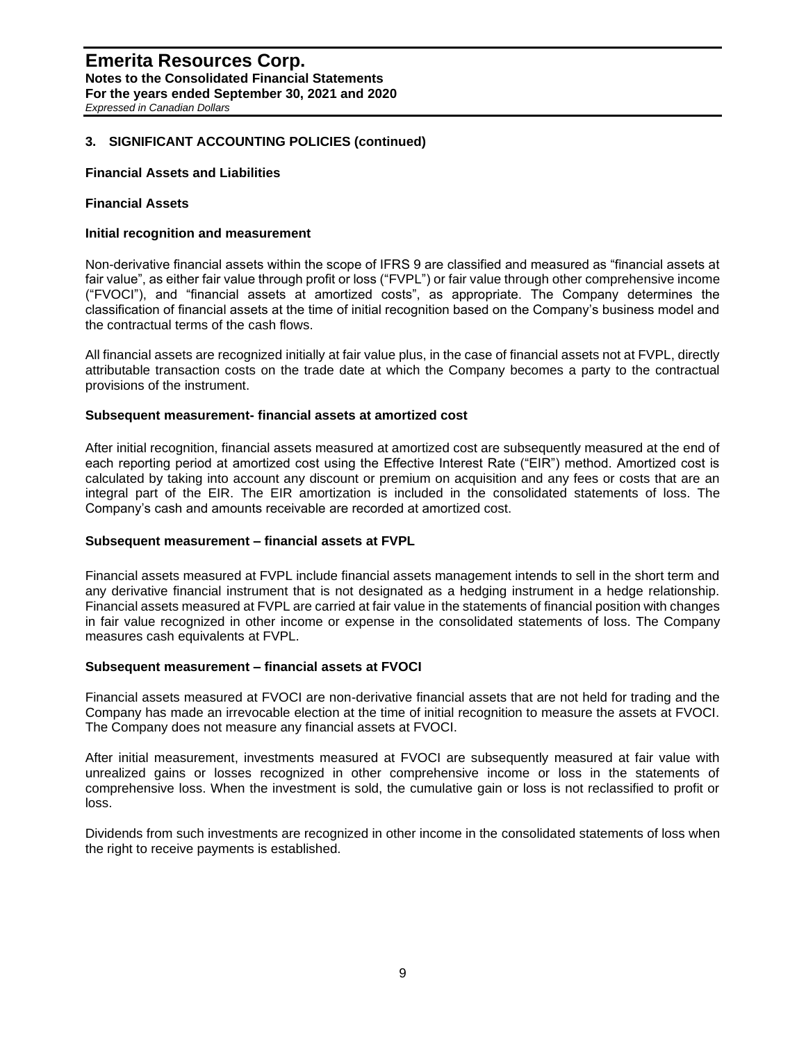## 3. SIGNIFICANT ACCOUNTING POLICIES (continued)

### Financial Assets and Liabilities

### Financial Assets

#### Initial recognition and measurement

Non-derivative financial assets within the scope of IFRS 9 are classified and measured as "financial assets at fair value", as either fair value through profit or loss ("FVPL") or fair value through other comprehensive income ("FVOCI"), and "financial assets at amortized costs", as appropriate. The Company determines the classification of financial assets at the time of initial recognition based on the Company's business model and the contractual terms of the cash flows.

All financial assets are recognized initially at fair value plus, in the case of financial assets not at FVPL, directly attributable transaction costs on the trade date at which the Company becomes a party to the contractual provisions of the instrument.

#### Subsequent measurement- financial assets at amortized cost

After initial recognition, financial assets measured at amortized cost are subsequently measured at the end of each reporting period at amortized cost using the Effective Interest Rate ("EIR") method. Amortized cost is calculated by taking into account any discount or premium on acquisition and any fees or costs that are an integral part of the EIR. The EIR amortization is included in the consolidated statements of loss. The Company's cash and amounts receivable are recorded at amortized cost.

#### Subsequent measurement – financial assets at FVPL

Financial assets measured at FVPL include financial assets management intends to sell in the short term and any derivative financial instrument that is not designated as a hedging instrument in a hedge relationship. Financial assets measured at FVPL are carried at fair value in the statements of financial position with changes in fair value recognized in other income or expense in the consolidated statements of loss. The Company measures cash equivalents at FVPL.

#### Subsequent measurement – financial assets at FVOCI

Financial assets measured at FVOCI are non-derivative financial assets that are not held for trading and the Company has made an irrevocable election at the time of initial recognition to measure the assets at FVOCI. The Company does not measure any financial assets at FVOCI.

After initial measurement, investments measured at FVOCI are subsequently measured at fair value with unrealized gains or losses recognized in other comprehensive income or loss in the statements of comprehensive loss. When the investment is sold, the cumulative gain or loss is not reclassified to profit or loss.

Dividends from such investments are recognized in other income in the consolidated statements of loss when the right to receive payments is established.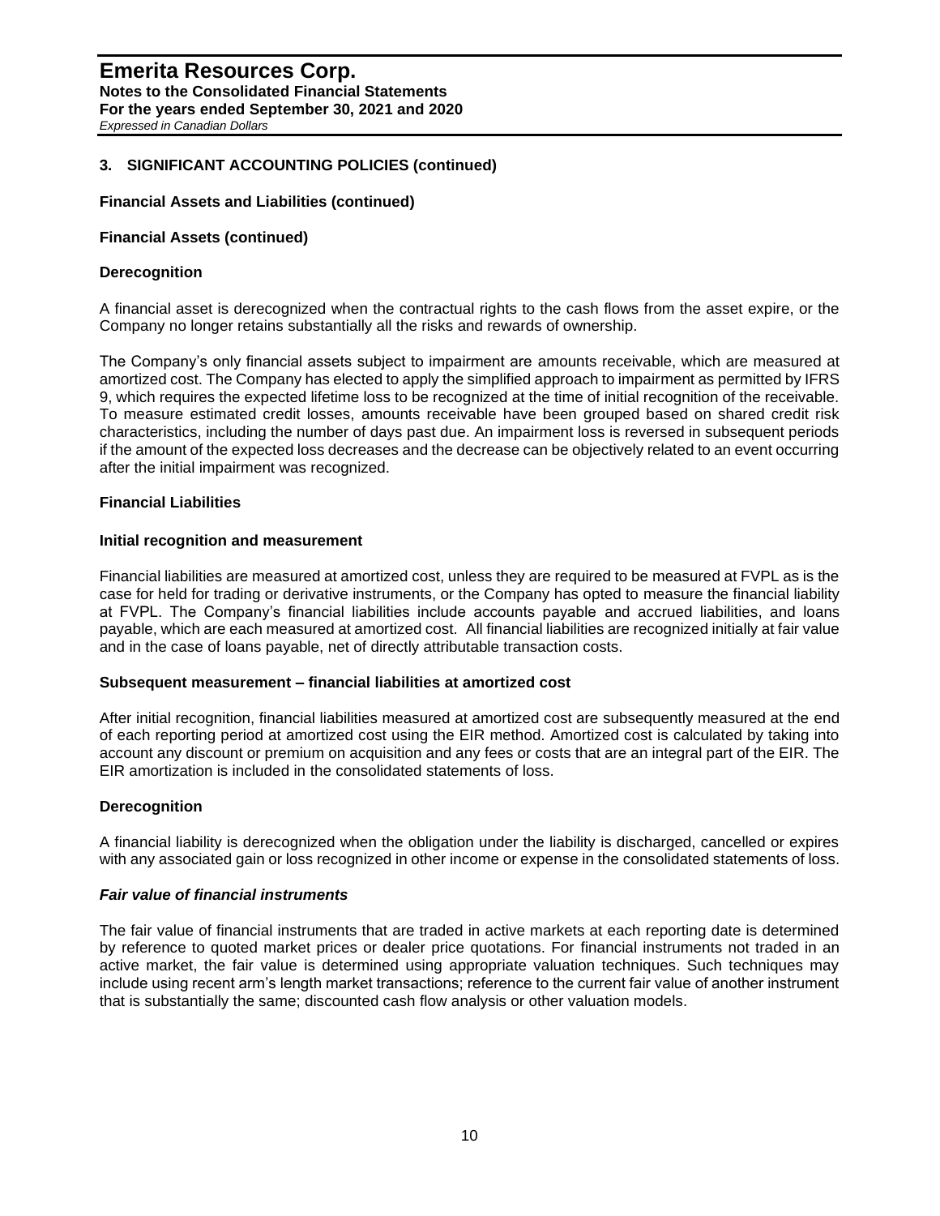## 3. SIGNIFICANT ACCOUNTING POLICIES (continued)

### Financial Assets and Liabilities (continued)

### Financial Assets (continued)

#### Derecognition

A financial asset is derecognized when the contractual rights to the cash flows from the asset expire, or the Company no longer retains substantially all the risks and rewards of ownership.

The Company's only financial assets subject to impairment are amounts receivable, which are measured at amortized cost. The Company has elected to apply the simplified approach to impairment as permitted by IFRS 9, which requires the expected lifetime loss to be recognized at the time of initial recognition of the receivable. To measure estimated credit losses, amounts receivable have been grouped based on shared credit risk characteristics, including the number of days past due. An impairment loss is reversed in subsequent periods if the amount of the expected loss decreases and the decrease can be objectively related to an event occurring after the initial impairment was recognized.

### Financial Liabilities

#### Initial recognition and measurement

Financial liabilities are measured at amortized cost, unless they are required to be measured at FVPL as is the case for held for trading or derivative instruments, or the Company has opted to measure the financial liability at FVPL. The Company's financial liabilities include accounts payable and accrued liabilities, and loans payable, which are each measured at amortized cost. All financial liabilities are recognized initially at fair value and in the case of loans payable, net of directly attributable transaction costs.

#### Subsequent measurement – financial liabilities at amortized cost

After initial recognition, financial liabilities measured at amortized cost are subsequently measured at the end of each reporting period at amortized cost using the EIR method. Amortized cost is calculated by taking into account any discount or premium on acquisition and any fees or costs that are an integral part of the EIR. The EIR amortization is included in the consolidated statements of loss.

#### Derecognition

A financial liability is derecognized when the obligation under the liability is discharged, cancelled or expires with any associated gain or loss recognized in other income or expense in the consolidated statements of loss.

#### *Fair value of financial instruments*

The fair value of financial instruments that are traded in active markets at each reporting date is determined by reference to quoted market prices or dealer price quotations. For financial instruments not traded in an active market, the fair value is determined using appropriate valuation techniques. Such techniques may include using recent arm's length market transactions; reference to the current fair value of another instrument that is substantially the same; discounted cash flow analysis or other valuation models.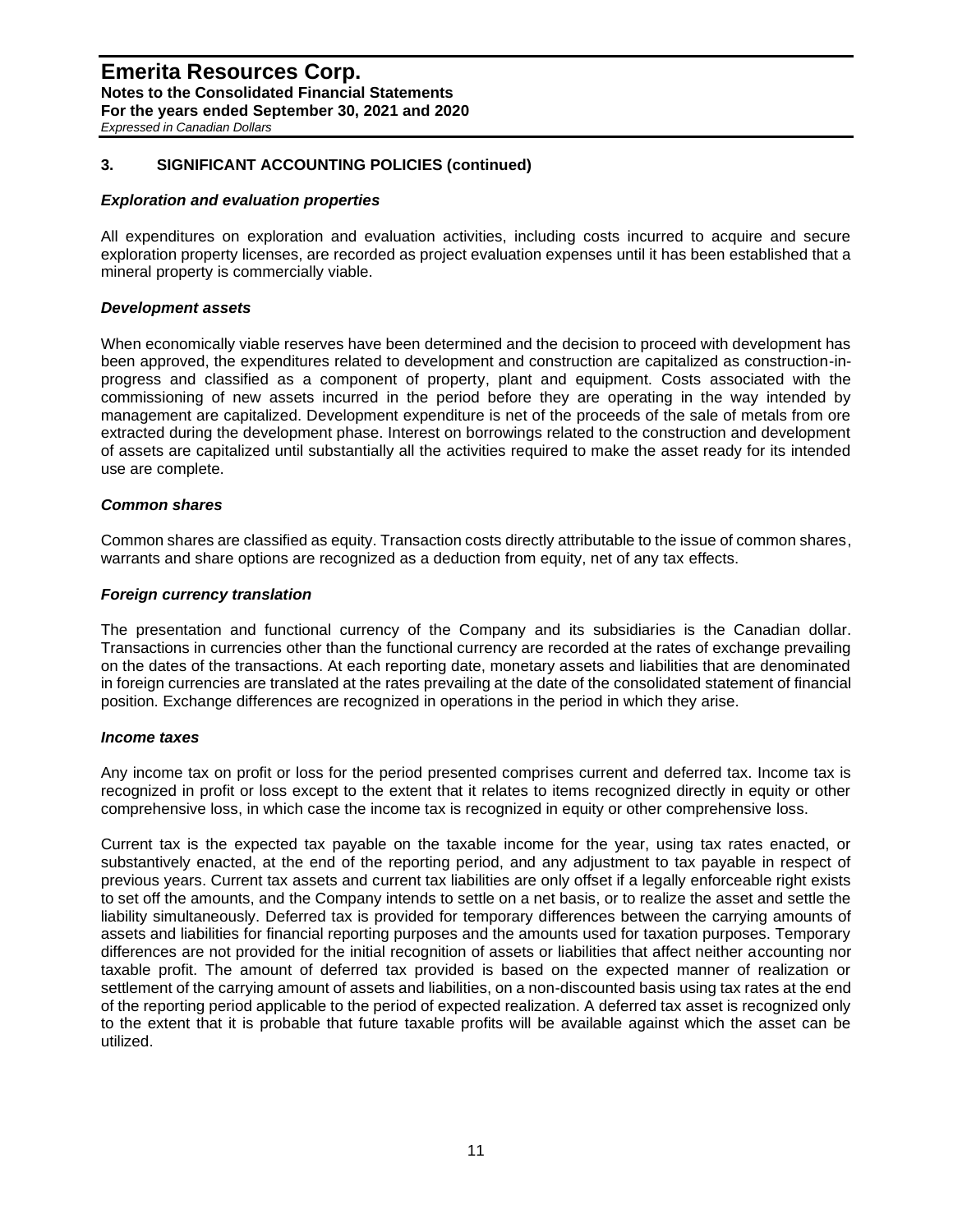## 3. SIGNIFICANT ACCOUNTING POLICIES (continued)

### *Exploration and evaluation properties*

All expenditures on exploration and evaluation activities, including costs incurred to acquire and secure exploration property licenses, are recorded as project evaluation expenses until it has been established that a mineral property is commercially viable.

### *Development assets*

When economically viable reserves have been determined and the decision to proceed with development has been approved, the expenditures related to development and construction are capitalized as construction-in-progress and classified as a component of property, plant and equipment. Costs associated with the commissioning of new assets incurred in the period before they are operating in the way intended by management are capitalized. Development expenditure is net of the proceeds of the sale of metals from ore extracted during the development phase. Interest on borrowings related to the construction and development of assets are capitalized until substantially all the activities required to make the asset ready for its intended use are complete.

### *Common shares*

Common shares are classified as equity. Transaction costs directly attributable to the issue of common shares, warrants and share options are recognized as a deduction from equity, net of any tax effects.

### *Foreign currency translation*

The presentation and functional currency of the Company and its subsidiaries is the Canadian dollar. Transactions in currencies other than the functional currency are recorded at the rates of exchange prevailing on the dates of the transactions. At each reporting date, monetary assets and liabilities that are denominated in foreign currencies are translated at the rates prevailing at the date of the consolidated statement of financial position. Exchange differences are recognized in operations in the period in which they arise.

### *Income taxes*

Any income tax on profit or loss for the period presented comprises current and deferred tax. Income tax is recognized in profit or loss except to the extent that it relates to items recognized directly in equity or other comprehensive loss, in which case the income tax is recognized in equity or other comprehensive loss.

Current tax is the expected tax payable on the taxable income for the year, using tax rates enacted, or substantively enacted, at the end of the reporting period, and any adjustment to tax payable in respect of previous years. Current tax assets and current tax liabilities are only offset if a legally enforceable right exists to set off the amounts, and the Company intends to settle on a net basis, or to realize the asset and settle the liability simultaneously. Deferred tax is provided for temporary differences between the carrying amounts of assets and liabilities for financial reporting purposes and the amounts used for taxation purposes. Temporary differences are not provided for the initial recognition of assets or liabilities that affect neither accounting nor taxable profit. The amount of deferred tax provided is based on the expected manner of realization or settlement of the carrying amount of assets and liabilities, on a non-discounted basis using tax rates at the end of the reporting period applicable to the period of expected realization. A deferred tax asset is recognized only to the extent that it is probable that future taxable profits will be available against which the asset can be utilized.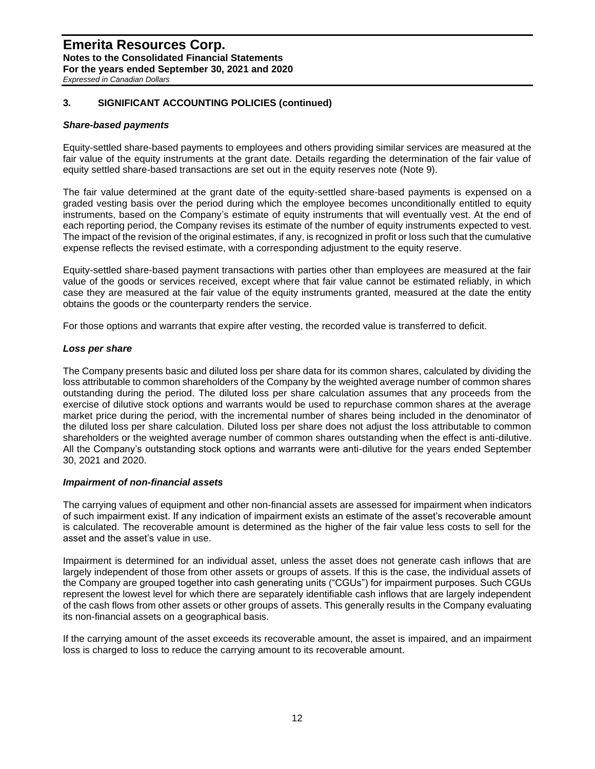## 3. SIGNIFICANT ACCOUNTING POLICIES (continued)

### *Share-based payments*

Equity-settled share-based payments to employees and others providing similar services are measured at the fair value of the equity instruments at the grant date. Details regarding the determination of the fair value of equity settled share-based transactions are set out in the equity reserves note (Note 9).

The fair value determined at the grant date of the equity-settled share-based payments is expensed on a graded vesting basis over the period during which the employee becomes unconditionally entitled to equity instruments, based on the Company's estimate of equity instruments that will eventually vest. At the end of each reporting period, the Company revises its estimate of the number of equity instruments expected to vest. The impact of the revision of the original estimates, if any, is recognized in profit or loss such that the cumulative expense reflects the revised estimate, with a corresponding adjustment to the equity reserve.

Equity-settled share-based payment transactions with parties other than employees are measured at the fair value of the goods or services received, except where that fair value cannot be estimated reliably, in which case they are measured at the fair value of the equity instruments granted, measured at the date the entity obtains the goods or the counterparty renders the service.

For those options and warrants that expire after vesting, the recorded value is transferred to deficit.

### *Loss per share*

The Company presents basic and diluted loss per share data for its common shares, calculated by dividing the loss attributable to common shareholders of the Company by the weighted average number of common shares outstanding during the period. The diluted loss per share calculation assumes that any proceeds from the exercise of dilutive stock options and warrants would be used to repurchase common shares at the average market price during the period, with the incremental number of shares being included in the denominator of the diluted loss per share calculation. Diluted loss per share does not adjust the loss attributable to common shareholders or the weighted average number of common shares outstanding when the effect is anti-dilutive. All the Company's outstanding stock options and warrants were anti-dilutive for the years ended September 30, 2021 and 2020.

### *Impairment of non-financial assets*

The carrying values of equipment and other non-financial assets are assessed for impairment when indicators of such impairment exist. If any indication of impairment exists an estimate of the asset's recoverable amount is calculated. The recoverable amount is determined as the higher of the fair value less costs to sell for the asset and the asset's value in use.

Impairment is determined for an individual asset, unless the asset does not generate cash inflows that are largely independent of those from other assets or groups of assets. If this is the case, the individual assets of the Company are grouped together into cash generating units ("CGUs") for impairment purposes. Such CGUs represent the lowest level for which there are separately identifiable cash inflows that are largely independent of the cash flows from other assets or other groups of assets. This generally results in the Company evaluating its non-financial assets on a geographical basis.

If the carrying amount of the asset exceeds its recoverable amount, the asset is impaired, and an impairment loss is charged to loss to reduce the carrying amount to its recoverable amount.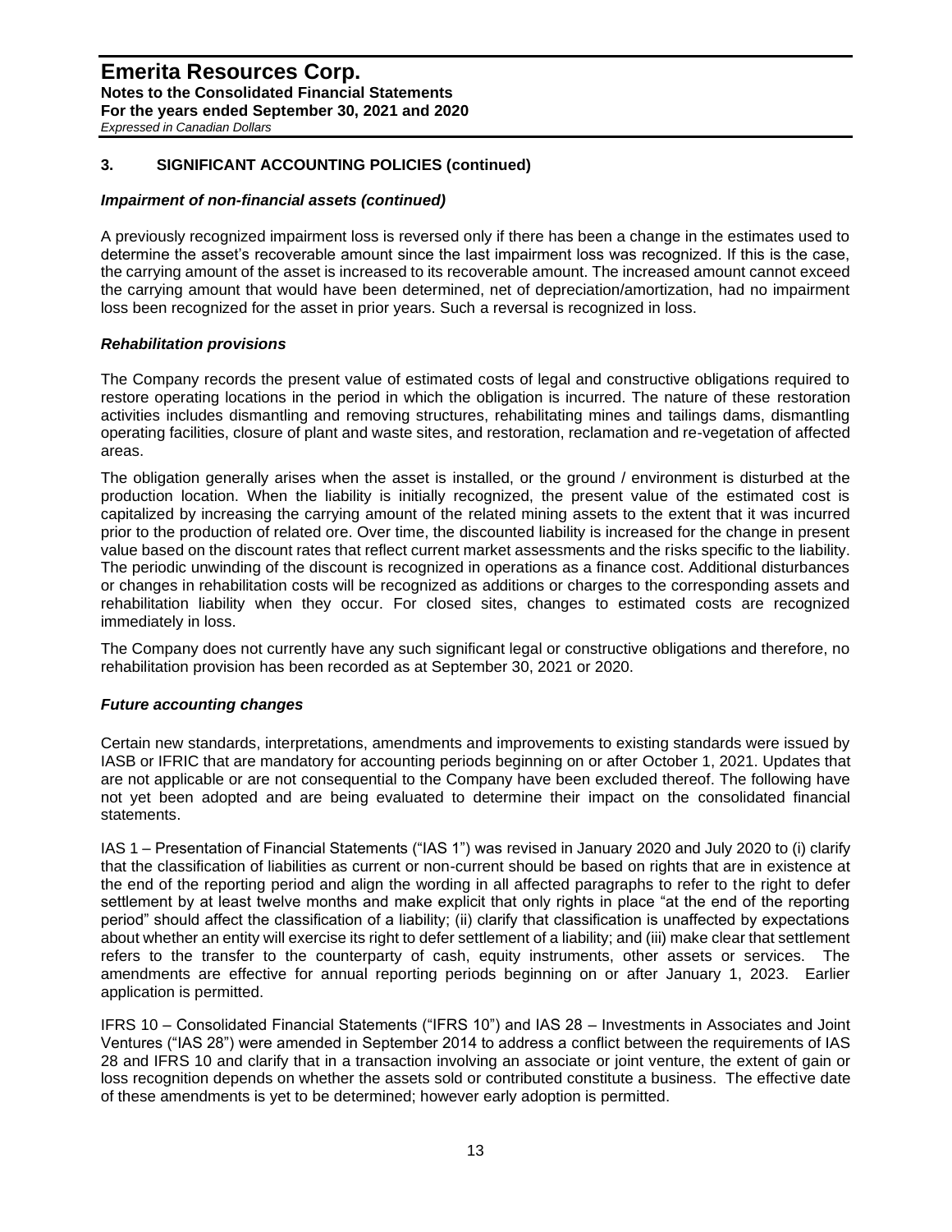## 3. SIGNIFICANT ACCOUNTING POLICIES (continued)

### *Impairment of non-financial assets (continued)*

A previously recognized impairment loss is reversed only if there has been a change in the estimates used to determine the asset's recoverable amount since the last impairment loss was recognized. If this is the case, the carrying amount of the asset is increased to its recoverable amount. The increased amount cannot exceed the carrying amount that would have been determined, net of depreciation/amortization, had no impairment loss been recognized for the asset in prior years. Such a reversal is recognized in loss.

### *Rehabilitation provisions*

The Company records the present value of estimated costs of legal and constructive obligations required to restore operating locations in the period in which the obligation is incurred. The nature of these restoration activities includes dismantling and removing structures, rehabilitating mines and tailings dams, dismantling operating facilities, closure of plant and waste sites, and restoration, reclamation and re-vegetation of affected areas.

The obligation generally arises when the asset is installed, or the ground / environment is disturbed at the production location. When the liability is initially recognized, the present value of the estimated cost is capitalized by increasing the carrying amount of the related mining assets to the extent that it was incurred prior to the production of related ore. Over time, the discounted liability is increased for the change in present value based on the discount rates that reflect current market assessments and the risks specific to the liability. The periodic unwinding of the discount is recognized in operations as a finance cost. Additional disturbances or changes in rehabilitation costs will be recognized as additions or charges to the corresponding assets and rehabilitation liability when they occur. For closed sites, changes to estimated costs are recognized immediately in loss.

The Company does not currently have any such significant legal or constructive obligations and therefore, no rehabilitation provision has been recorded as at September 30, 2021 or 2020.

### *Future accounting changes*

Certain new standards, interpretations, amendments and improvements to existing standards were issued by IASB or IFRIC that are mandatory for accounting periods beginning on or after October 1, 2021. Updates that are not applicable or are not consequential to the Company have been excluded thereof. The following have not yet been adopted and are being evaluated to determine their impact on the consolidated financial statements.

IAS 1 – Presentation of Financial Statements ("IAS 1") was revised in January 2020 and July 2020 to (i) clarify that the classification of liabilities as current or non-current should be based on rights that are in existence at the end of the reporting period and align the wording in all affected paragraphs to refer to the right to defer settlement by at least twelve months and make explicit that only rights in place "at the end of the reporting period" should affect the classification of a liability; (ii) clarify that classification is unaffected by expectations about whether an entity will exercise its right to defer settlement of a liability; and (iii) make clear that settlement refers to the transfer to the counterparty of cash, equity instruments, other assets or services. The amendments are effective for annual reporting periods beginning on or after January 1, 2023. Earlier application is permitted.

IFRS 10 – Consolidated Financial Statements ("IFRS 10") and IAS 28 – Investments in Associates and Joint Ventures ("IAS 28") were amended in September 2014 to address a conflict between the requirements of IAS 28 and IFRS 10 and clarify that in a transaction involving an associate or joint venture, the extent of gain or loss recognition depends on whether the assets sold or contributed constitute a business. The effective date of these amendments is yet to be determined; however early adoption is permitted.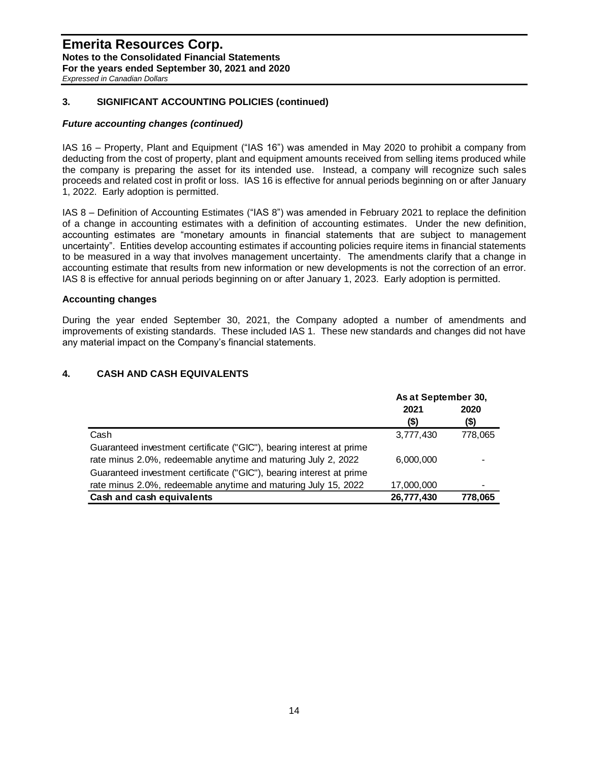## 3. SIGNIFICANT ACCOUNTING POLICIES (continued)

### *Future accounting changes (continued)*

IAS 16 – Property, Plant and Equipment ("IAS 16") was amended in May 2020 to prohibit a company from deducting from the cost of property, plant and equipment amounts received from selling items produced while the company is preparing the asset for its intended use. Instead, a company will recognize such sales proceeds and related cost in profit or loss. IAS 16 is effective for annual periods beginning on or after January 1, 2022. Early adoption is permitted.

IAS 8 – Definition of Accounting Estimates ("IAS 8") was amended in February 2021 to replace the definition of a change in accounting estimates with a definition of accounting estimates. Under the new definition, accounting estimates are "monetary amounts in financial statements that are subject to management uncertainty". Entities develop accounting estimates if accounting policies require items in financial statements to be measured in a way that involves management uncertainty. The amendments clarify that a change in accounting estimate that results from new information or new developments is not the correction of an error. IAS 8 is effective for annual periods beginning on or after January 1, 2023. Early adoption is permitted.

### Accounting changes

During the year ended September 30, 2021, the Company adopted a number of amendments and improvements of existing standards. These included IAS 1. These new standards and changes did not have any material impact on the Company's financial statements.

## 4. CASH AND CASH EQUIVALENTS

| | As at September 30, | |
|---|---|---|
| | 2021 ($) | 2020 ($) |
| Cash | 3,777,430 | 778,065 |
| Guaranteed investment certificate ("GIC"), bearing interest at prime rate minus 2.0%, redeemable anytime and maturing July 2, 2022 | 6,000,000 | - |
| Guaranteed investment certificate ("GIC"), bearing interest at prime rate minus 2.0%, redeemable anytime and maturing July 15, 2022 | 17,000,000 | - |
| **Cash and cash equivalents** | **26,777,430** | **778,065** |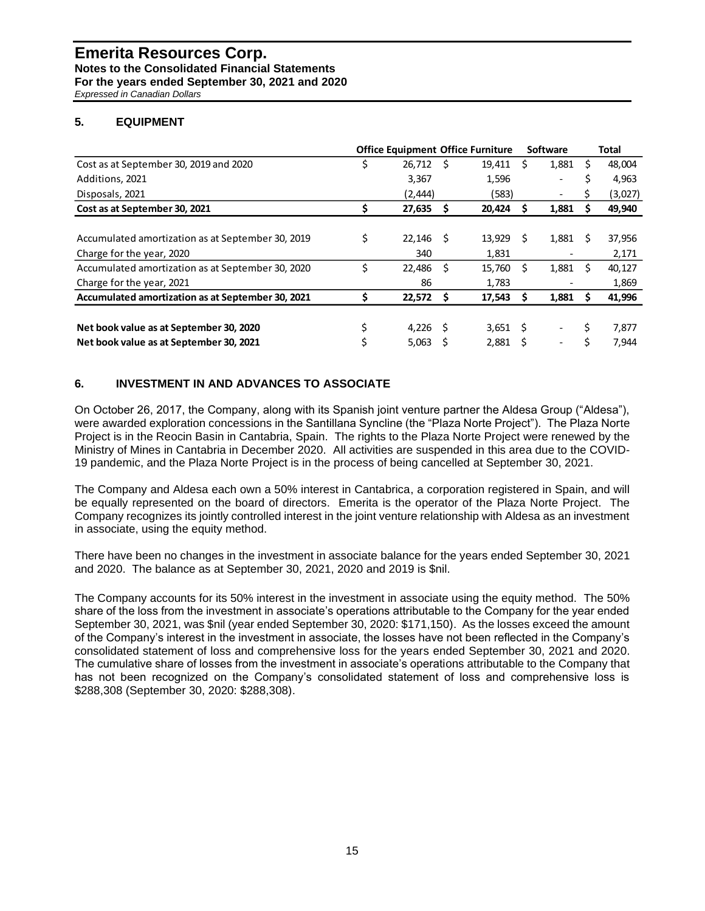# Emerita Resources Corp.

**Notes to the Consolidated Financial Statements**
**For the years ended September 30, 2021 and 2020**
*Expressed in Canadian Dollars*

## 5. EQUIPMENT

| | Office Equipment | Office Furniture | Software | Total |
|---|---|---|---|---|
| Cost as at September 30, 2019 and 2020 | $ 26,712 | $ 19,411 | $ 1,881 | $ 48,004 |
| Additions, 2021 | 3,367 | 1,596 | - | $ 4,963 |
| Disposals, 2021 | (2,444) | (583) | - | $ (3,027) |
| **Cost as at September 30, 2021** | **$ 27,635** | **$ 20,424** | **$ 1,881** | **$ 49,940** |
| | | | | |
| Accumulated amortization as at September 30, 2019 | $ 22,146 | $ 13,929 | $ 1,881 | $ 37,956 |
| Charge for the year, 2020 | 340 | 1,831 | - | 2,171 |
| Accumulated amortization as at September 30, 2020 | $ 22,486 | $ 15,760 | $ 1,881 | $ 40,127 |
| Charge for the year, 2021 | 86 | 1,783 | - | 1,869 |
| **Accumulated amortization as at September 30, 2021** | **$ 22,572** | **$ 17,543** | **$ 1,881** | **$ 41,996** |
| | | | | |
| **Net book value as at September 30, 2020** | $ 4,226 | $ 3,651 | $ - | $ 7,877 |
| **Net book value as at September 30, 2021** | $ 5,063 | $ 2,881 | $ - | $ 7,944 |

## 6. INVESTMENT IN AND ADVANCES TO ASSOCIATE

On October 26, 2017, the Company, along with its Spanish joint venture partner the Aldesa Group ("Aldesa"), were awarded exploration concessions in the Santillana Syncline (the "Plaza Norte Project"). The Plaza Norte Project is in the Reocin Basin in Cantabria, Spain. The rights to the Plaza Norte Project were renewed by the Ministry of Mines in Cantabria in December 2020. All activities are suspended in this area due to the COVID-19 pandemic, and the Plaza Norte Project is in the process of being cancelled at September 30, 2021.

The Company and Aldesa each own a 50% interest in Cantabrica, a corporation registered in Spain, and will be equally represented on the board of directors. Emerita is the operator of the Plaza Norte Project. The Company recognizes its jointly controlled interest in the joint venture relationship with Aldesa as an investment in associate, using the equity method.

There have been no changes in the investment in associate balance for the years ended September 30, 2021 and 2020. The balance as at September 30, 2021, 2020 and 2019 is $nil.

The Company accounts for its 50% interest in the investment in associate using the equity method. The 50% share of the loss from the investment in associate's operations attributable to the Company for the year ended September 30, 2021, was $nil (year ended September 30, 2020: $171,150). As the losses exceed the amount of the Company's interest in the investment in associate, the losses have not been reflected in the Company's consolidated statement of loss and comprehensive loss for the years ended September 30, 2021 and 2020. The cumulative share of losses from the investment in associate's operations attributable to the Company that has not been recognized on the Company's consolidated statement of loss and comprehensive loss is $288,308 (September 30, 2020: $288,308).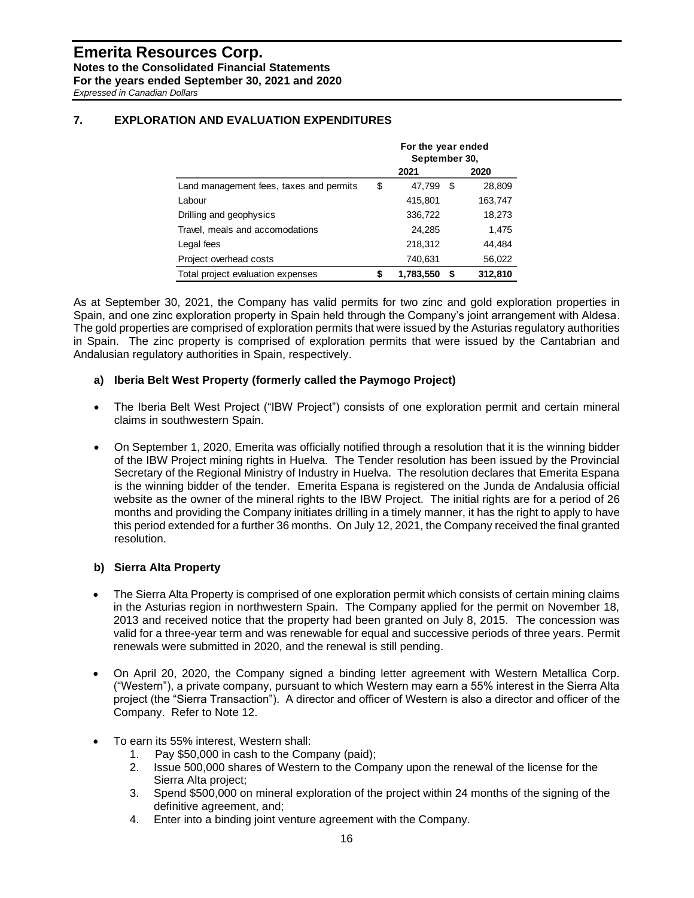## 7. EXPLORATION AND EVALUATION EXPENDITURES

| | For the year ended September 30, | |
|---|---|---|
| | 2021 | 2020 |
| Land management fees, taxes and permits | $ 47,799 | $ 28,809 |
| Labour | 415,801 | 163,747 |
| Drilling and geophysics | 336,722 | 18,273 |
| Travel, meals and accomodations | 24,285 | 1,475 |
| Legal fees | 218,312 | 44,484 |
| Project overhead costs | 740,631 | 56,022 |
| Total project evaluation expenses | **$ 1,783,550** | **$ 312,810** |

As at September 30, 2021, the Company has valid permits for two zinc and gold exploration properties in Spain, and one zinc exploration property in Spain held through the Company's joint arrangement with Aldesa. The gold properties are comprised of exploration permits that were issued by the Asturias regulatory authorities in Spain. The zinc property is comprised of exploration permits that were issued by the Cantabrian and Andalusian regulatory authorities in Spain, respectively.

### a) Iberia Belt West Property (formerly called the Paymogo Project)

- The Iberia Belt West Project ("IBW Project") consists of one exploration permit and certain mineral claims in southwestern Spain.
- On September 1, 2020, Emerita was officially notified through a resolution that it is the winning bidder of the IBW Project mining rights in Huelva. The Tender resolution has been issued by the Provincial Secretary of the Regional Ministry of Industry in Huelva. The resolution declares that Emerita Espana is the winning bidder of the tender. Emerita Espana is registered on the Junda de Andalusia official website as the owner of the mineral rights to the IBW Project. The initial rights are for a period of 26 months and providing the Company initiates drilling in a timely manner, it has the right to apply to have this period extended for a further 36 months. On July 12, 2021, the Company received the final granted resolution.

### b) Sierra Alta Property

- The Sierra Alta Property is comprised of one exploration permit which consists of certain mining claims in the Asturias region in northwestern Spain. The Company applied for the permit on November 18, 2013 and received notice that the property had been granted on July 8, 2015. The concession was valid for a three-year term and was renewable for equal and successive periods of three years. Permit renewals were submitted in 2020, and the renewal is still pending.
- On April 20, 2020, the Company signed a binding letter agreement with Western Metallica Corp. ("Western"), a private company, pursuant to which Western may earn a 55% interest in the Sierra Alta project (the "Sierra Transaction"). A director and officer of Western is also a director and officer of the Company. Refer to Note 12.
- To earn its 55% interest, Western shall:
    1. Pay $50,000 in cash to the Company (paid);
    2. Issue 500,000 shares of Western to the Company upon the renewal of the license for the Sierra Alta project;
    3. Spend $500,000 on mineral exploration of the project within 24 months of the signing of the definitive agreement, and;
    4. Enter into a binding joint venture agreement with the Company.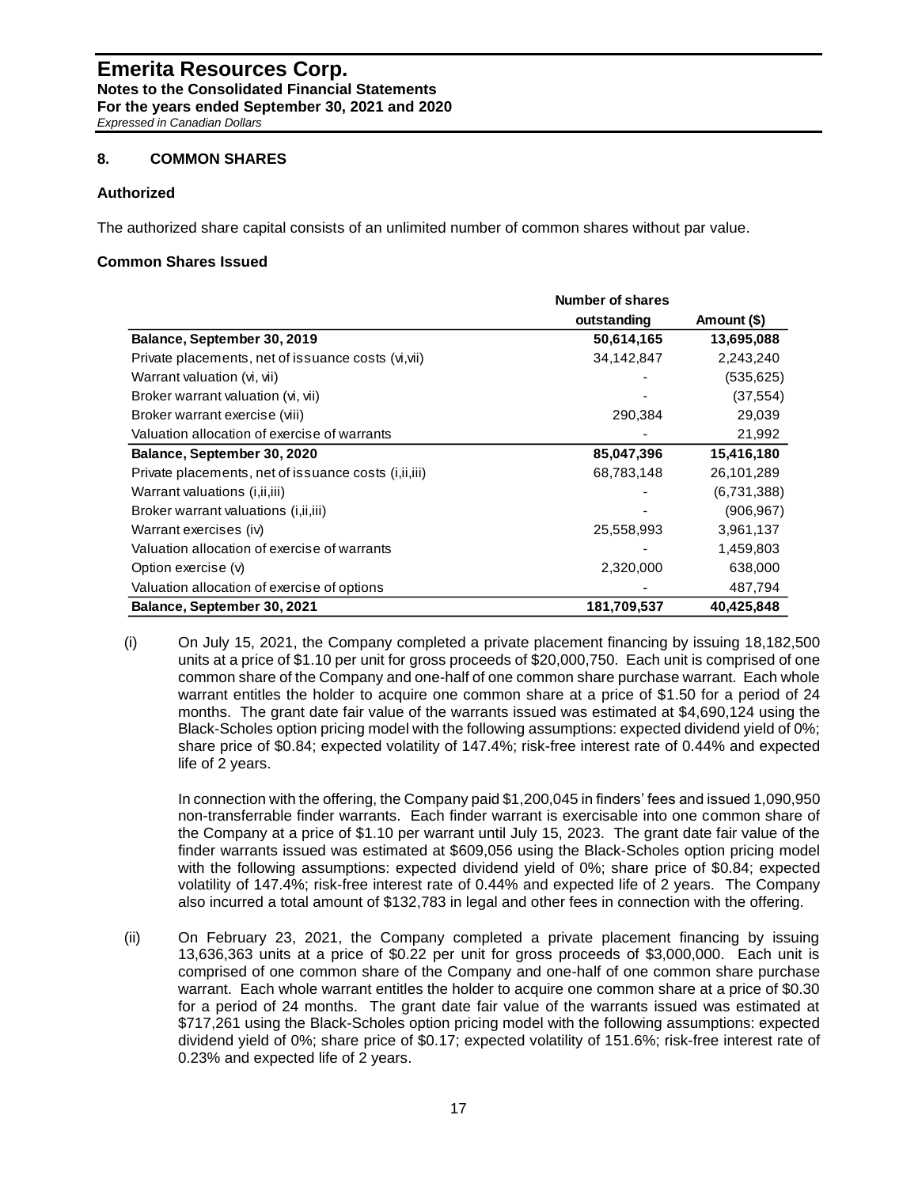# Emerita Resources Corp.

**Notes to the Consolidated Financial Statements**
**For the years ended September 30, 2021 and 2020**
*Expressed in Canadian Dollars*

## 8. COMMON SHARES

### Authorized

The authorized share capital consists of an unlimited number of common shares without par value.

### Common Shares Issued

| | Number of shares outstanding | Amount ($) |
|---|---|---|
| **Balance, September 30, 2019** | **50,614,165** | **13,695,088** |
| Private placements, net of issuance costs (vi,vii) | 34,142,847 | 2,243,240 |
| Warrant valuation (vi, vii) | - | (535,625) |
| Broker warrant valuation (vi, vii) | - | (37,554) |
| Broker warrant exercise (viii) | 290,384 | 29,039 |
| Valuation allocation of exercise of warrants | - | 21,992 |
| **Balance, September 30, 2020** | **85,047,396** | **15,416,180** |
| Private placements, net of issuance costs (i,ii,iii) | 68,783,148 | 26,101,289 |
| Warrant valuations (i,ii,iii) | - | (6,731,388) |
| Broker warrant valuations (i,ii,iii) | - | (906,967) |
| Warrant exercises (iv) | 25,558,993 | 3,961,137 |
| Valuation allocation of exercise of warrants | - | 1,459,803 |
| Option exercise (v) | 2,320,000 | 638,000 |
| Valuation allocation of exercise of options | - | 487,794 |
| **Balance, September 30, 2021** | **181,709,537** | **40,425,848** |

(i) On July 15, 2021, the Company completed a private placement financing by issuing 18,182,500 units at a price of $1.10 per unit for gross proceeds of $20,000,750. Each unit is comprised of one common share of the Company and one-half of one common share purchase warrant. Each whole warrant entitles the holder to acquire one common share at a price of $1.50 for a period of 24 months. The grant date fair value of the warrants issued was estimated at $4,690,124 using the Black-Scholes option pricing model with the following assumptions: expected dividend yield of 0%; share price of $0.84; expected volatility of 147.4%; risk-free interest rate of 0.44% and expected life of 2 years.

In connection with the offering, the Company paid $1,200,045 in finders' fees and issued 1,090,950 non-transferrable finder warrants. Each finder warrant is exercisable into one common share of the Company at a price of $1.10 per warrant until July 15, 2023. The grant date fair value of the finder warrants issued was estimated at $609,056 using the Black-Scholes option pricing model with the following assumptions: expected dividend yield of 0%; share price of $0.84; expected volatility of 147.4%; risk-free interest rate of 0.44% and expected life of 2 years. The Company also incurred a total amount of $132,783 in legal and other fees in connection with the offering.

(ii) On February 23, 2021, the Company completed a private placement financing by issuing 13,636,363 units at a price of $0.22 per unit for gross proceeds of $3,000,000. Each unit is comprised of one common share of the Company and one-half of one common share purchase warrant. Each whole warrant entitles the holder to acquire one common share at a price of $0.30 for a period of 24 months. The grant date fair value of the warrants issued was estimated at $717,261 using the Black-Scholes option pricing model with the following assumptions: expected dividend yield of 0%; share price of $0.17; expected volatility of 151.6%; risk-free interest rate of 0.23% and expected life of 2 years.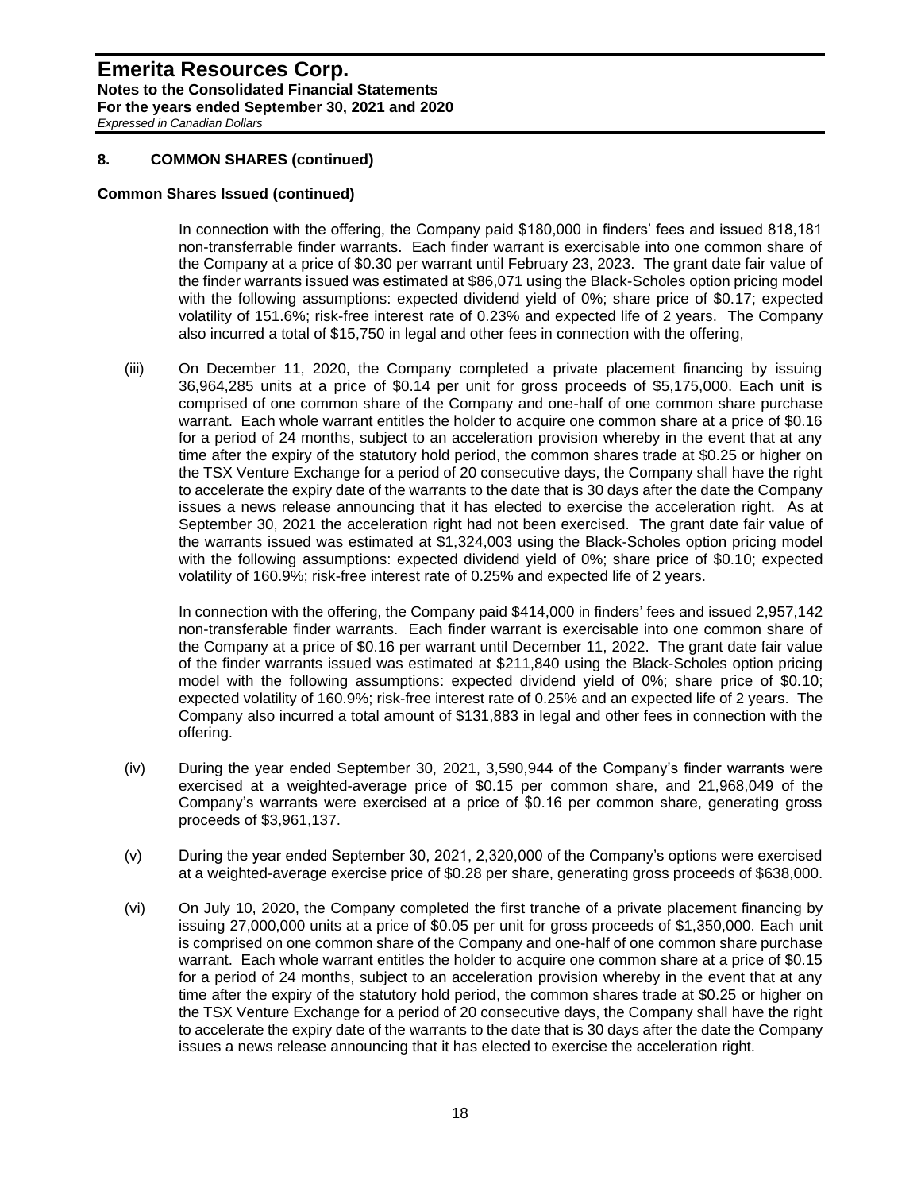## 8. COMMON SHARES (continued)

### Common Shares Issued (continued)

In connection with the offering, the Company paid $180,000 in finders' fees and issued 818,181 non-transferrable finder warrants. Each finder warrant is exercisable into one common share of the Company at a price of $0.30 per warrant until February 23, 2023. The grant date fair value of the finder warrants issued was estimated at $86,071 using the Black-Scholes option pricing model with the following assumptions: expected dividend yield of 0%; share price of $0.17; expected volatility of 151.6%; risk-free interest rate of 0.23% and expected life of 2 years. The Company also incurred a total of $15,750 in legal and other fees in connection with the offering,

(iii) On December 11, 2020, the Company completed a private placement financing by issuing 36,964,285 units at a price of $0.14 per unit for gross proceeds of $5,175,000. Each unit is comprised of one common share of the Company and one-half of one common share purchase warrant. Each whole warrant entitles the holder to acquire one common share at a price of $0.16 for a period of 24 months, subject to an acceleration provision whereby in the event that at any time after the expiry of the statutory hold period, the common shares trade at $0.25 or higher on the TSX Venture Exchange for a period of 20 consecutive days, the Company shall have the right to accelerate the expiry date of the warrants to the date that is 30 days after the date the Company issues a news release announcing that it has elected to exercise the acceleration right. As at September 30, 2021 the acceleration right had not been exercised. The grant date fair value of the warrants issued was estimated at $1,324,003 using the Black-Scholes option pricing model with the following assumptions: expected dividend yield of 0%; share price of $0.10; expected volatility of 160.9%; risk-free interest rate of 0.25% and expected life of 2 years.

In connection with the offering, the Company paid $414,000 in finders' fees and issued 2,957,142 non-transferable finder warrants. Each finder warrant is exercisable into one common share of the Company at a price of $0.16 per warrant until December 11, 2022. The grant date fair value of the finder warrants issued was estimated at $211,840 using the Black-Scholes option pricing model with the following assumptions: expected dividend yield of 0%; share price of $0.10; expected volatility of 160.9%; risk-free interest rate of 0.25% and an expected life of 2 years. The Company also incurred a total amount of $131,883 in legal and other fees in connection with the offering.

(iv) During the year ended September 30, 2021, 3,590,944 of the Company's finder warrants were exercised at a weighted-average price of $0.15 per common share, and 21,968,049 of the Company's warrants were exercised at a price of $0.16 per common share, generating gross proceeds of $3,961,137.

(v) During the year ended September 30, 2021, 2,320,000 of the Company's options were exercised at a weighted-average exercise price of $0.28 per share, generating gross proceeds of $638,000.

(vi) On July 10, 2020, the Company completed the first tranche of a private placement financing by issuing 27,000,000 units at a price of $0.05 per unit for gross proceeds of $1,350,000. Each unit is comprised on one common share of the Company and one-half of one common share purchase warrant. Each whole warrant entitles the holder to acquire one common share at a price of $0.15 for a period of 24 months, subject to an acceleration provision whereby in the event that at any time after the expiry of the statutory hold period, the common shares trade at $0.25 or higher on the TSX Venture Exchange for a period of 20 consecutive days, the Company shall have the right to accelerate the expiry date of the warrants to the date that is 30 days after the date the Company issues a news release announcing that it has elected to exercise the acceleration right.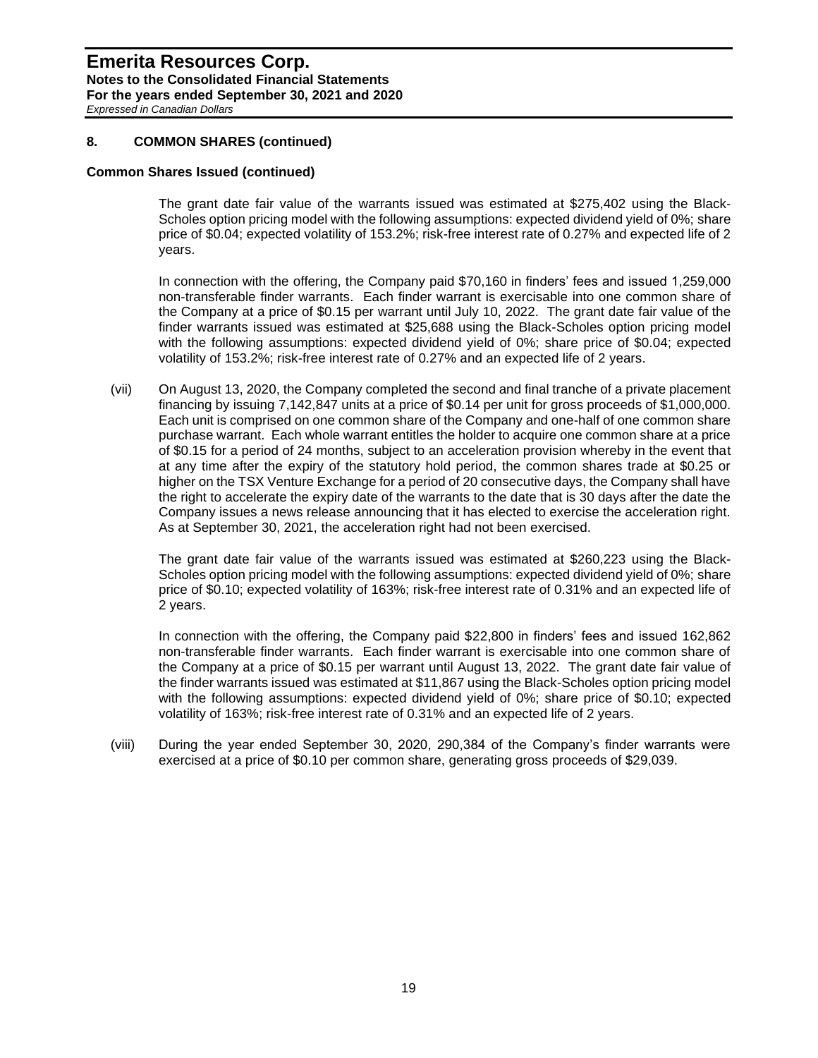## 8. COMMON SHARES (continued)

### Common Shares Issued (continued)

The grant date fair value of the warrants issued was estimated at $275,402 using the Black-Scholes option pricing model with the following assumptions: expected dividend yield of 0%; share price of $0.04; expected volatility of 153.2%; risk-free interest rate of 0.27% and expected life of 2 years.

In connection with the offering, the Company paid $70,160 in finders' fees and issued 1,259,000 non-transferable finder warrants. Each finder warrant is exercisable into one common share of the Company at a price of $0.15 per warrant until July 10, 2022. The grant date fair value of the finder warrants issued was estimated at $25,688 using the Black-Scholes option pricing model with the following assumptions: expected dividend yield of 0%; share price of $0.04; expected volatility of 153.2%; risk-free interest rate of 0.27% and an expected life of 2 years.

(vii) On August 13, 2020, the Company completed the second and final tranche of a private placement financing by issuing 7,142,847 units at a price of $0.14 per unit for gross proceeds of $1,000,000. Each unit is comprised on one common share of the Company and one-half of one common share purchase warrant. Each whole warrant entitles the holder to acquire one common share at a price of $0.15 for a period of 24 months, subject to an acceleration provision whereby in the event that at any time after the expiry of the statutory hold period, the common shares trade at $0.25 or higher on the TSX Venture Exchange for a period of 20 consecutive days, the Company shall have the right to accelerate the expiry date of the warrants to the date that is 30 days after the date the Company issues a news release announcing that it has elected to exercise the acceleration right. As at September 30, 2021, the acceleration right had not been exercised.

The grant date fair value of the warrants issued was estimated at $260,223 using the Black-Scholes option pricing model with the following assumptions: expected dividend yield of 0%; share price of $0.10; expected volatility of 163%; risk-free interest rate of 0.31% and an expected life of 2 years.

In connection with the offering, the Company paid $22,800 in finders' fees and issued 162,862 non-transferable finder warrants. Each finder warrant is exercisable into one common share of the Company at a price of $0.15 per warrant until August 13, 2022. The grant date fair value of the finder warrants issued was estimated at $11,867 using the Black-Scholes option pricing model with the following assumptions: expected dividend yield of 0%; share price of $0.10; expected volatility of 163%; risk-free interest rate of 0.31% and an expected life of 2 years.

(viii) During the year ended September 30, 2020, 290,384 of the Company's finder warrants were exercised at a price of $0.10 per common share, generating gross proceeds of $29,039.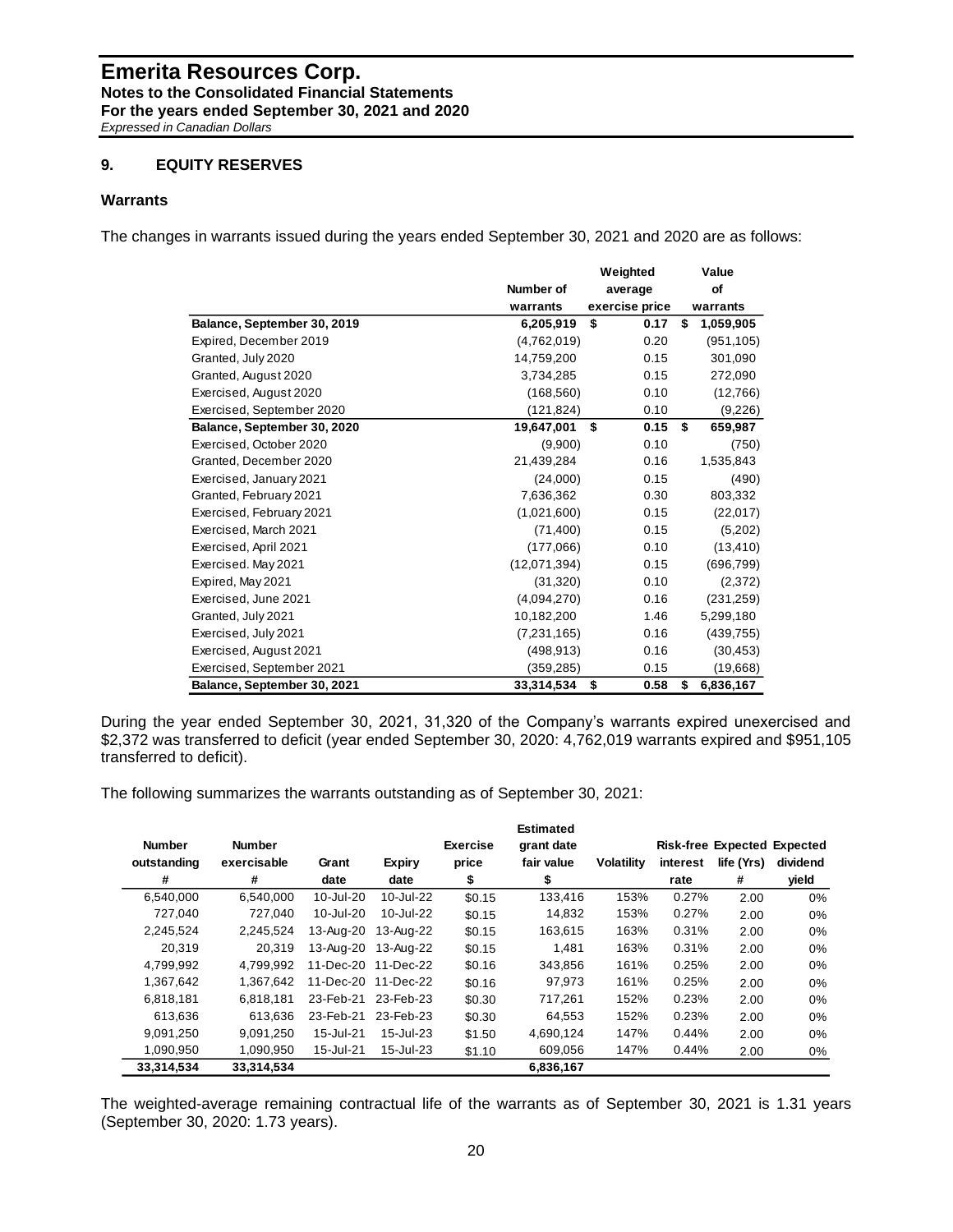## 9. EQUITY RESERVES

### Warrants

The changes in warrants issued during the years ended September 30, 2021 and 2020 are as follows:

| | Number of warrants | Weighted average exercise price | Value of warrants |
|---|---|---|---|
| **Balance, September 30, 2019** | **6,205,919** | **$ 0.17** | **$ 1,059,905** |
| Expired, December 2019 | (4,762,019) | 0.20 | (951,105) |
| Granted, July 2020 | 14,759,200 | 0.15 | 301,090 |
| Granted, August 2020 | 3,734,285 | 0.15 | 272,090 |
| Exercised, August 2020 | (168,560) | 0.10 | (12,766) |
| Exercised, September 2020 | (121,824) | 0.10 | (9,226) |
| **Balance, September 30, 2020** | **19,647,001** | **$ 0.15** | **$ 659,987** |
| Exercised, October 2020 | (9,900) | 0.10 | (750) |
| Granted, December 2020 | 21,439,284 | 0.16 | 1,535,843 |
| Exercised, January 2021 | (24,000) | 0.15 | (490) |
| Granted, February 2021 | 7,636,362 | 0.30 | 803,332 |
| Exercised, February 2021 | (1,021,600) | 0.15 | (22,017) |
| Exercised, March 2021 | (71,400) | 0.15 | (5,202) |
| Exercised, April 2021 | (177,066) | 0.10 | (13,410) |
| Exercised. May 2021 | (12,071,394) | 0.15 | (696,799) |
| Expired, May 2021 | (31,320) | 0.10 | (2,372) |
| Exercised, June 2021 | (4,094,270) | 0.16 | (231,259) |
| Granted, July 2021 | 10,182,200 | 1.46 | 5,299,180 |
| Exercised, July 2021 | (7,231,165) | 0.16 | (439,755) |
| Exercised, August 2021 | (498,913) | 0.16 | (30,453) |
| Exercised, September 2021 | (359,285) | 0.15 | (19,668) |
| **Balance, September 30, 2021** | **33,314,534** | **$ 0.58** | **$ 6,836,167** |

During the year ended September 30, 2021, 31,320 of the Company's warrants expired unexercised and $2,372 was transferred to deficit (year ended September 30, 2020: 4,762,019 warrants expired and $951,105 transferred to deficit).

The following summarizes the warrants outstanding as of September 30, 2021:

| Number outstanding # | Number exercisable # | Grant date | Expiry date | Exercise price $ | Estimated grant date fair value $ | Volatility | Risk-free interest rate | Expected life (Yrs) # | Expected dividend yield |
|---|---|---|---|---|---|---|---|---|---|
| 6,540,000 | 6,540,000 | 10-Jul-20 | 10-Jul-22 | $0.15 | 133,416 | 153% | 0.27% | 2.00 | 0% |
| 727,040 | 727,040 | 10-Jul-20 | 10-Jul-22 | $0.15 | 14,832 | 153% | 0.27% | 2.00 | 0% |
| 2,245,524 | 2,245,524 | 13-Aug-20 | 13-Aug-22 | $0.15 | 163,615 | 163% | 0.31% | 2.00 | 0% |
| 20,319 | 20,319 | 13-Aug-20 | 13-Aug-22 | $0.15 | 1,481 | 163% | 0.31% | 2.00 | 0% |
| 4,799,992 | 4,799,992 | 11-Dec-20 | 11-Dec-22 | $0.16 | 343,856 | 161% | 0.25% | 2.00 | 0% |
| 1,367,642 | 1,367,642 | 11-Dec-20 | 11-Dec-22 | $0.16 | 97,973 | 161% | 0.25% | 2.00 | 0% |
| 6,818,181 | 6,818,181 | 23-Feb-21 | 23-Feb-23 | $0.30 | 717,261 | 152% | 0.23% | 2.00 | 0% |
| 613,636 | 613,636 | 23-Feb-21 | 23-Feb-23 | $0.30 | 64,553 | 152% | 0.23% | 2.00 | 0% |
| 9,091,250 | 9,091,250 | 15-Jul-21 | 15-Jul-23 | $1.50 | 4,690,124 | 147% | 0.44% | 2.00 | 0% |
| 1,090,950 | 1,090,950 | 15-Jul-21 | 15-Jul-23 | $1.10 | 609,056 | 147% | 0.44% | 2.00 | 0% |
| **33,314,534** | **33,314,534** | | | | **6,836,167** | | | | |

The weighted-average remaining contractual life of the warrants as of September 30, 2021 is 1.31 years (September 30, 2020: 1.73 years).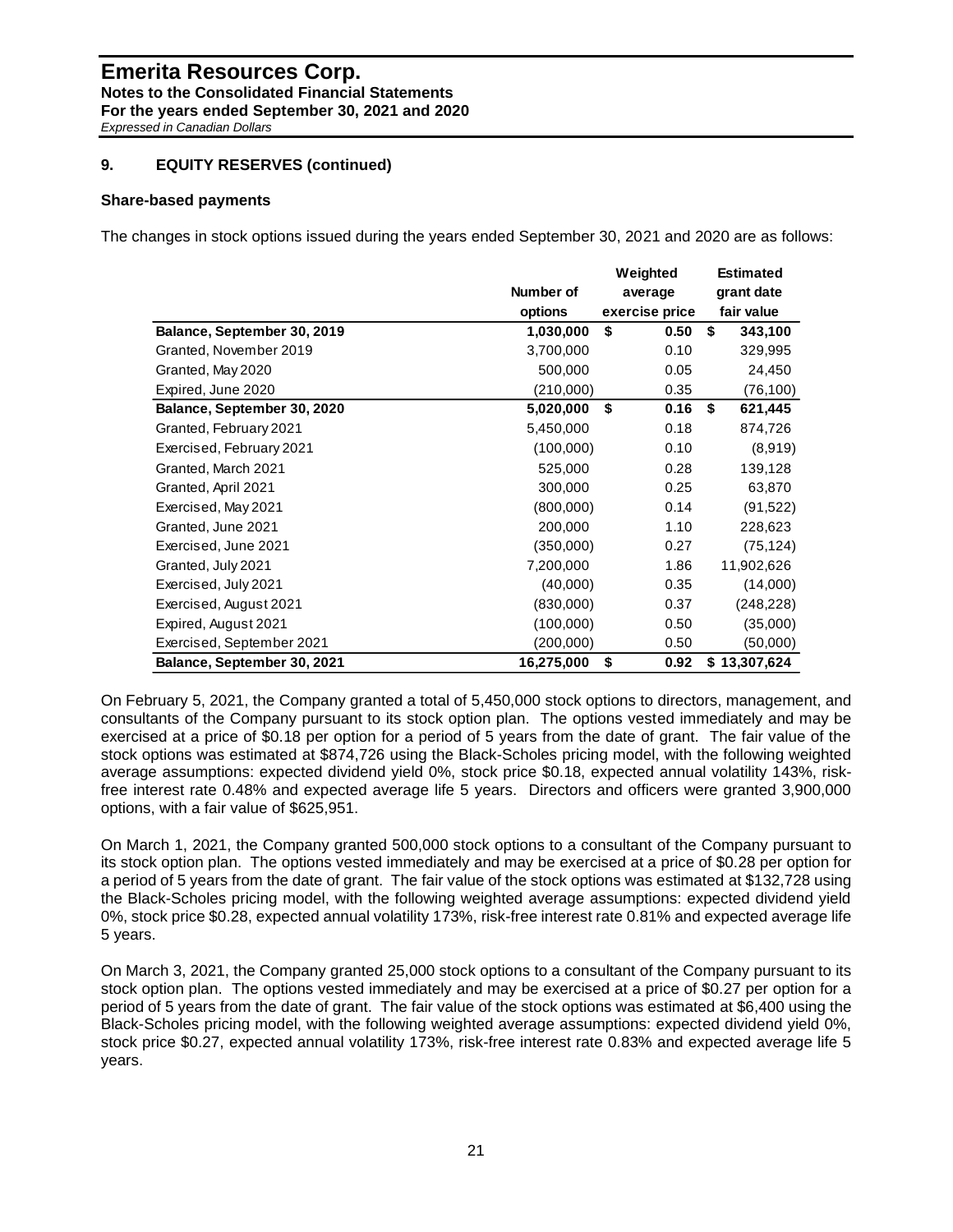## 9. EQUITY RESERVES (continued)

### Share-based payments

The changes in stock options issued during the years ended September 30, 2021 and 2020 are as follows:

| | Number of options | Weighted average exercise price | Estimated grant date fair value |
|---|---|---|---|
| **Balance, September 30, 2019** | **1,030,000** | **$ 0.50** | **$ 343,100** |
| Granted, November 2019 | 3,700,000 | 0.10 | 329,995 |
| Granted, May 2020 | 500,000 | 0.05 | 24,450 |
| Expired, June 2020 | (210,000) | 0.35 | (76,100) |
| **Balance, September 30, 2020** | **5,020,000** | **$ 0.16** | **$ 621,445** |
| Granted, February 2021 | 5,450,000 | 0.18 | 874,726 |
| Exercised, February 2021 | (100,000) | 0.10 | (8,919) |
| Granted, March 2021 | 525,000 | 0.28 | 139,128 |
| Granted, April 2021 | 300,000 | 0.25 | 63,870 |
| Exercised, May 2021 | (800,000) | 0.14 | (91,522) |
| Granted, June 2021 | 200,000 | 1.10 | 228,623 |
| Exercised, June 2021 | (350,000) | 0.27 | (75,124) |
| Granted, July 2021 | 7,200,000 | 1.86 | 11,902,626 |
| Exercised, July 2021 | (40,000) | 0.35 | (14,000) |
| Exercised, August 2021 | (830,000) | 0.37 | (248,228) |
| Expired, August 2021 | (100,000) | 0.50 | (35,000) |
| Exercised, September 2021 | (200,000) | 0.50 | (50,000) |
| **Balance, September 30, 2021** | **16,275,000** | **$ 0.92** | **$ 13,307,624** |

On February 5, 2021, the Company granted a total of 5,450,000 stock options to directors, management, and consultants of the Company pursuant to its stock option plan. The options vested immediately and may be exercised at a price of $0.18 per option for a period of 5 years from the date of grant. The fair value of the stock options was estimated at $874,726 using the Black-Scholes pricing model, with the following weighted average assumptions: expected dividend yield 0%, stock price $0.18, expected annual volatility 143%, risk-free interest rate 0.48% and expected average life 5 years. Directors and officers were granted 3,900,000 options, with a fair value of $625,951.

On March 1, 2021, the Company granted 500,000 stock options to a consultant of the Company pursuant to its stock option plan. The options vested immediately and may be exercised at a price of $0.28 per option for a period of 5 years from the date of grant. The fair value of the stock options was estimated at $132,728 using the Black-Scholes pricing model, with the following weighted average assumptions: expected dividend yield 0%, stock price $0.28, expected annual volatility 173%, risk-free interest rate 0.81% and expected average life 5 years.

On March 3, 2021, the Company granted 25,000 stock options to a consultant of the Company pursuant to its stock option plan. The options vested immediately and may be exercised at a price of $0.27 per option for a period of 5 years from the date of grant. The fair value of the stock options was estimated at $6,400 using the Black-Scholes pricing model, with the following weighted average assumptions: expected dividend yield 0%, stock price $0.27, expected annual volatility 173%, risk-free interest rate 0.83% and expected average life 5 years.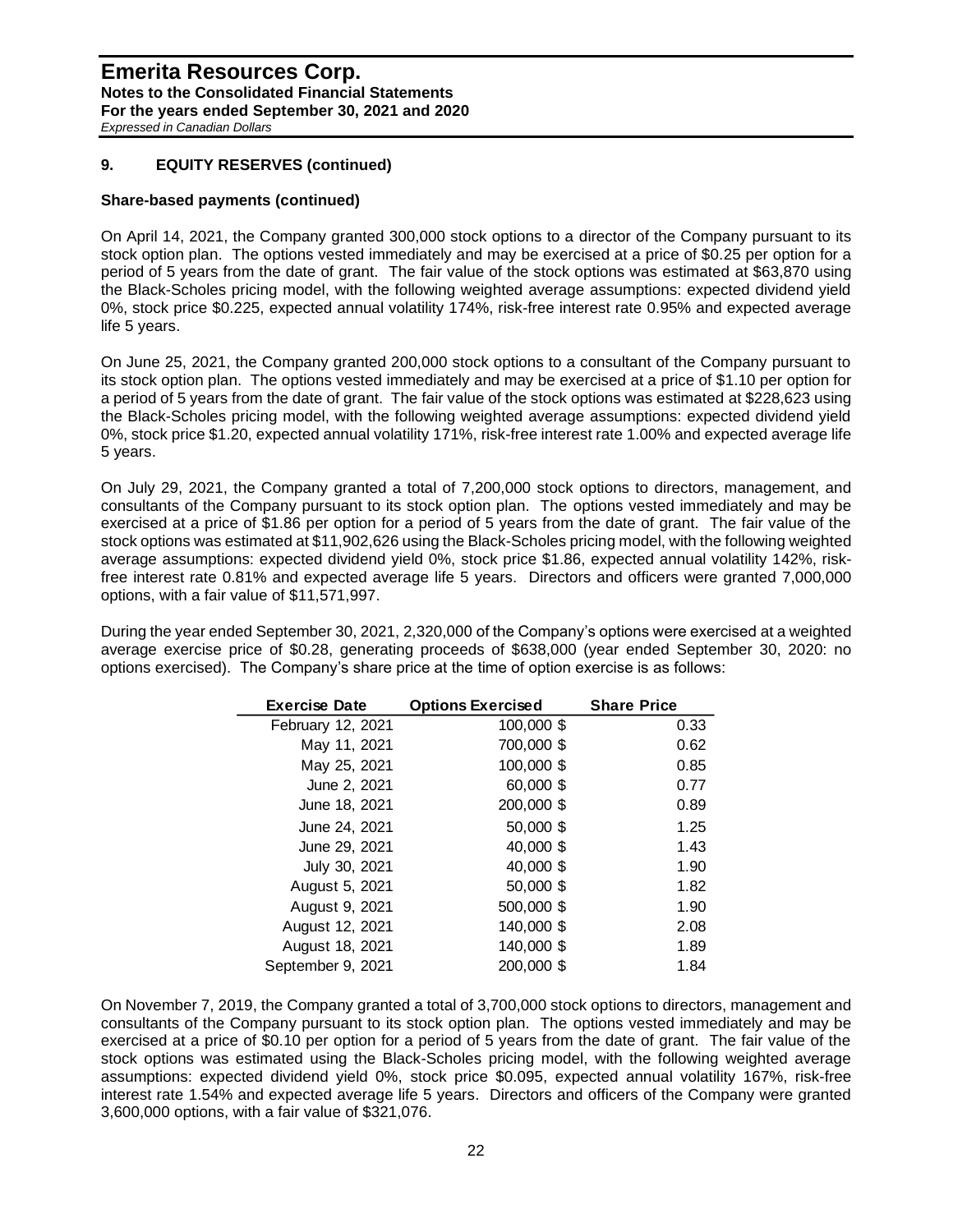## 9. EQUITY RESERVES (continued)

### Share-based payments (continued)

On April 14, 2021, the Company granted 300,000 stock options to a director of the Company pursuant to its stock option plan. The options vested immediately and may be exercised at a price of $0.25 per option for a period of 5 years from the date of grant. The fair value of the stock options was estimated at $63,870 using the Black-Scholes pricing model, with the following weighted average assumptions: expected dividend yield 0%, stock price $0.225, expected annual volatility 174%, risk-free interest rate 0.95% and expected average life 5 years.

On June 25, 2021, the Company granted 200,000 stock options to a consultant of the Company pursuant to its stock option plan. The options vested immediately and may be exercised at a price of $1.10 per option for a period of 5 years from the date of grant. The fair value of the stock options was estimated at $228,623 using the Black-Scholes pricing model, with the following weighted average assumptions: expected dividend yield 0%, stock price $1.20, expected annual volatility 171%, risk-free interest rate 1.00% and expected average life 5 years.

On July 29, 2021, the Company granted a total of 7,200,000 stock options to directors, management, and consultants of the Company pursuant to its stock option plan. The options vested immediately and may be exercised at a price of $1.86 per option for a period of 5 years from the date of grant. The fair value of the stock options was estimated at $11,902,626 using the Black-Scholes pricing model, with the following weighted average assumptions: expected dividend yield 0%, stock price $1.86, expected annual volatility 142%, risk-free interest rate 0.81% and expected average life 5 years. Directors and officers were granted 7,000,000 options, with a fair value of $11,571,997.

During the year ended September 30, 2021, 2,320,000 of the Company's options were exercised at a weighted average exercise price of $0.28, generating proceeds of $638,000 (year ended September 30, 2020: no options exercised). The Company's share price at the time of option exercise is as follows:

| Exercise Date | Options Exercised | Share Price |
|---|---|---|
| February 12, 2021 | 100,000 | $ 0.33 |
| May 11, 2021 | 700,000 | $ 0.62 |
| May 25, 2021 | 100,000 | $ 0.85 |
| June 2, 2021 | 60,000 | $ 0.77 |
| June 18, 2021 | 200,000 | $ 0.89 |
| June 24, 2021 | 50,000 | $ 1.25 |
| June 29, 2021 | 40,000 | $ 1.43 |
| July 30, 2021 | 40,000 | $ 1.90 |
| August 5, 2021 | 50,000 | $ 1.82 |
| August 9, 2021 | 500,000 | $ 1.90 |
| August 12, 2021 | 140,000 | $ 2.08 |
| August 18, 2021 | 140,000 | $ 1.89 |
| September 9, 2021 | 200,000 | $ 1.84 |

On November 7, 2019, the Company granted a total of 3,700,000 stock options to directors, management and consultants of the Company pursuant to its stock option plan. The options vested immediately and may be exercised at a price of $0.10 per option for a period of 5 years from the date of grant. The fair value of the stock options was estimated using the Black-Scholes pricing model, with the following weighted average assumptions: expected dividend yield 0%, stock price $0.095, expected annual volatility 167%, risk-free interest rate 1.54% and expected average life 5 years. Directors and officers of the Company were granted 3,600,000 options, with a fair value of $321,076.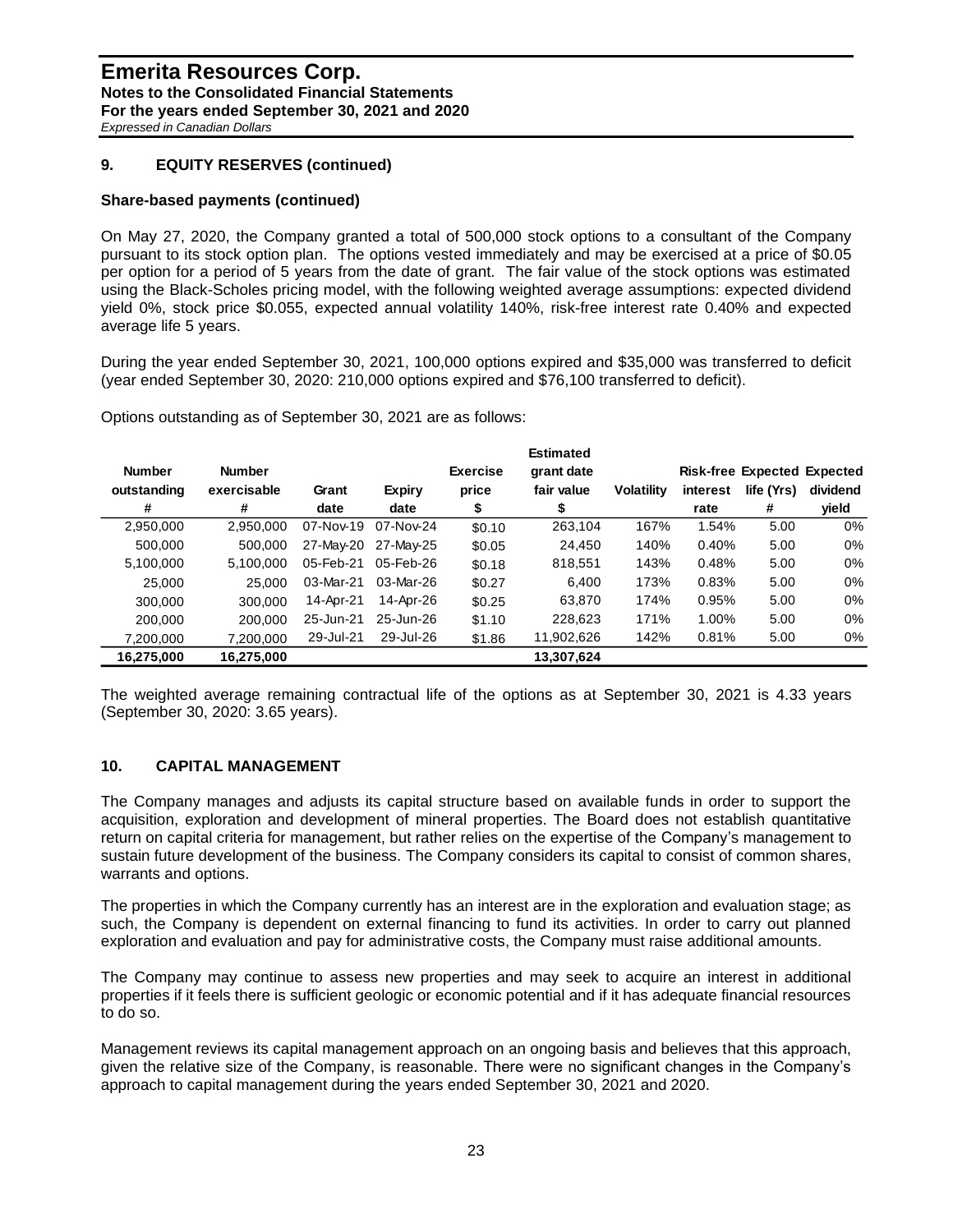## 9. EQUITY RESERVES (continued)

**Share-based payments (continued)**

On May 27, 2020, the Company granted a total of 500,000 stock options to a consultant of the Company pursuant to its stock option plan. The options vested immediately and may be exercised at a price of $0.05 per option for a period of 5 years from the date of grant. The fair value of the stock options was estimated using the Black-Scholes pricing model, with the following weighted average assumptions: expected dividend yield 0%, stock price $0.055, expected annual volatility 140%, risk-free interest rate 0.40% and expected average life 5 years.

During the year ended September 30, 2021, 100,000 options expired and $35,000 was transferred to deficit (year ended September 30, 2020: 210,000 options expired and $76,100 transferred to deficit).

Options outstanding as of September 30, 2021 are as follows:

| Number outstanding # | Number exercisable # | Grant date | Expiry date | Exercise price $ | Estimated grant date fair value $ | Volatility | Risk-free interest rate | Expected life (Yrs) # | Expected dividend yield |
|---|---|---|---|---|---|---|---|---|---|
| 2,950,000 | 2,950,000 | 07-Nov-19 | 07-Nov-24 | $0.10 | 263,104 | 167% | 1.54% | 5.00 | 0% |
| 500,000 | 500,000 | 27-May-20 | 27-May-25 | $0.05 | 24,450 | 140% | 0.40% | 5.00 | 0% |
| 5,100,000 | 5,100,000 | 05-Feb-21 | 05-Feb-26 | $0.18 | 818,551 | 143% | 0.48% | 5.00 | 0% |
| 25,000 | 25,000 | 03-Mar-21 | 03-Mar-26 | $0.27 | 6,400 | 173% | 0.83% | 5.00 | 0% |
| 300,000 | 300,000 | 14-Apr-21 | 14-Apr-26 | $0.25 | 63,870 | 174% | 0.95% | 5.00 | 0% |
| 200,000 | 200,000 | 25-Jun-21 | 25-Jun-26 | $1.10 | 228,623 | 171% | 1.00% | 5.00 | 0% |
| 7,200,000 | 7,200,000 | 29-Jul-21 | 29-Jul-26 | $1.86 | 11,902,626 | 142% | 0.81% | 5.00 | 0% |
| **16,275,000** | **16,275,000** | | | | **13,307,624** | | | | |

The weighted average remaining contractual life of the options as at September 30, 2021 is 4.33 years (September 30, 2020: 3.65 years).

## 10. CAPITAL MANAGEMENT

The Company manages and adjusts its capital structure based on available funds in order to support the acquisition, exploration and development of mineral properties. The Board does not establish quantitative return on capital criteria for management, but rather relies on the expertise of the Company's management to sustain future development of the business. The Company considers its capital to consist of common shares, warrants and options.

The properties in which the Company currently has an interest are in the exploration and evaluation stage; as such, the Company is dependent on external financing to fund its activities. In order to carry out planned exploration and evaluation and pay for administrative costs, the Company must raise additional amounts.

The Company may continue to assess new properties and may seek to acquire an interest in additional properties if it feels there is sufficient geologic or economic potential and if it has adequate financial resources to do so.

Management reviews its capital management approach on an ongoing basis and believes that this approach, given the relative size of the Company, is reasonable. There were no significant changes in the Company's approach to capital management during the years ended September 30, 2021 and 2020.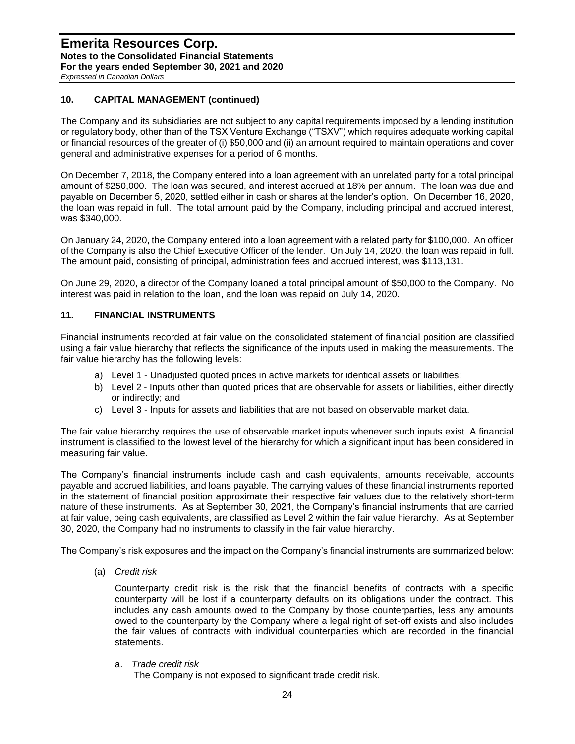## 10. CAPITAL MANAGEMENT (continued)

The Company and its subsidiaries are not subject to any capital requirements imposed by a lending institution or regulatory body, other than of the TSX Venture Exchange ("TSXV") which requires adequate working capital or financial resources of the greater of (i) $50,000 and (ii) an amount required to maintain operations and cover general and administrative expenses for a period of 6 months.

On December 7, 2018, the Company entered into a loan agreement with an unrelated party for a total principal amount of $250,000. The loan was secured, and interest accrued at 18% per annum. The loan was due and payable on December 5, 2020, settled either in cash or shares at the lender's option. On December 16, 2020, the loan was repaid in full. The total amount paid by the Company, including principal and accrued interest, was $340,000.

On January 24, 2020, the Company entered into a loan agreement with a related party for $100,000. An officer of the Company is also the Chief Executive Officer of the lender. On July 14, 2020, the loan was repaid in full. The amount paid, consisting of principal, administration fees and accrued interest, was $113,131.

On June 29, 2020, a director of the Company loaned a total principal amount of $50,000 to the Company. No interest was paid in relation to the loan, and the loan was repaid on July 14, 2020.

## 11. FINANCIAL INSTRUMENTS

Financial instruments recorded at fair value on the consolidated statement of financial position are classified using a fair value hierarchy that reflects the significance of the inputs used in making the measurements. The fair value hierarchy has the following levels:

a) Level 1 - Unadjusted quoted prices in active markets for identical assets or liabilities;
b) Level 2 - Inputs other than quoted prices that are observable for assets or liabilities, either directly or indirectly; and
c) Level 3 - Inputs for assets and liabilities that are not based on observable market data.

The fair value hierarchy requires the use of observable market inputs whenever such inputs exist. A financial instrument is classified to the lowest level of the hierarchy for which a significant input has been considered in measuring fair value.

The Company's financial instruments include cash and cash equivalents, amounts receivable, accounts payable and accrued liabilities, and loans payable. The carrying values of these financial instruments reported in the statement of financial position approximate their respective fair values due to the relatively short-term nature of these instruments. As at September 30, 2021, the Company's financial instruments that are carried at fair value, being cash equivalents, are classified as Level 2 within the fair value hierarchy. As at September 30, 2020, the Company had no instruments to classify in the fair value hierarchy.

The Company's risk exposures and the impact on the Company's financial instruments are summarized below:

(a) *Credit risk*

Counterparty credit risk is the risk that the financial benefits of contracts with a specific counterparty will be lost if a counterparty defaults on its obligations under the contract. This includes any cash amounts owed to the Company by those counterparties, less any amounts owed to the counterparty by the Company where a legal right of set-off exists and also includes the fair values of contracts with individual counterparties which are recorded in the financial statements.

a. *Trade credit risk*

The Company is not exposed to significant trade credit risk.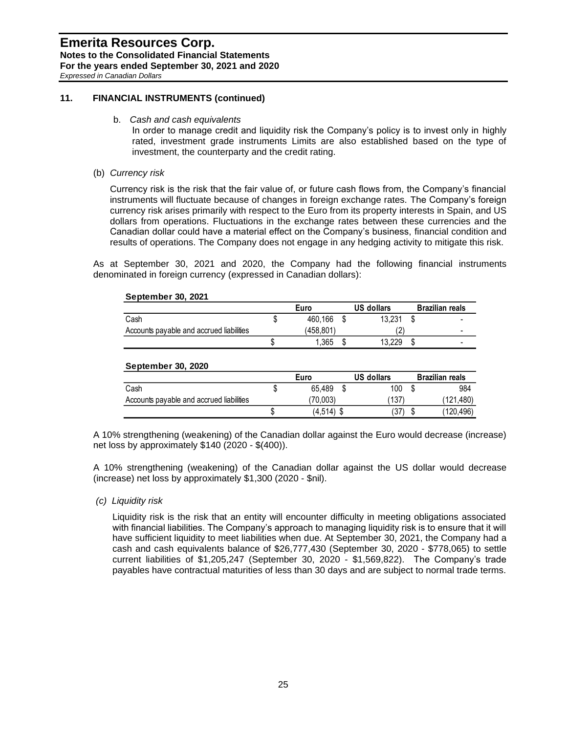## 11. FINANCIAL INSTRUMENTS (continued)

b. *Cash and cash equivalents*

In order to manage credit and liquidity risk the Company's policy is to invest only in highly rated, investment grade instruments Limits are also established based on the type of investment, the counterparty and the credit rating.

(b) *Currency risk*

Currency risk is the risk that the fair value of, or future cash flows from, the Company's financial instruments will fluctuate because of changes in foreign exchange rates. The Company's foreign currency risk arises primarily with respect to the Euro from its property interests in Spain, and US dollars from operations. Fluctuations in the exchange rates between these currencies and the Canadian dollar could have a material effect on the Company's business, financial condition and results of operations. The Company does not engage in any hedging activity to mitigate this risk.

As at September 30, 2021 and 2020, the Company had the following financial instruments denominated in foreign currency (expressed in Canadian dollars):

**September 30, 2021**

| | Euro | US dollars | Brazilian reals |
|---|---|---|---|
| Cash | $ 460,166 | $ 13,231 | $ - |
| Accounts payable and accrued liabilities | (458,801) | (2) | - |
| | $ 1,365 | $ 13,229 | $ - |

**September 30, 2020**

| | Euro | US dollars | Brazilian reals |
|---|---|---|---|
| Cash | $ 65,489 | $ 100 | $ 984 |
| Accounts payable and accrued liabilities | (70,003) | (137) | (121,480) |
| | $ (4,514) | $ (37) | $ (120,496) |

A 10% strengthening (weakening) of the Canadian dollar against the Euro would decrease (increase) net loss by approximately $140 (2020 - $(400)).

A 10% strengthening (weakening) of the Canadian dollar against the US dollar would decrease (increase) net loss by approximately $1,300 (2020 - $nil).

(c) *Liquidity risk*

Liquidity risk is the risk that an entity will encounter difficulty in meeting obligations associated with financial liabilities. The Company's approach to managing liquidity risk is to ensure that it will have sufficient liquidity to meet liabilities when due. At September 30, 2021, the Company had a cash and cash equivalents balance of $26,777,430 (September 30, 2020 - $778,065) to settle current liabilities of $1,205,247 (September 30, 2020 - $1,569,822). The Company's trade payables have contractual maturities of less than 30 days and are subject to normal trade terms.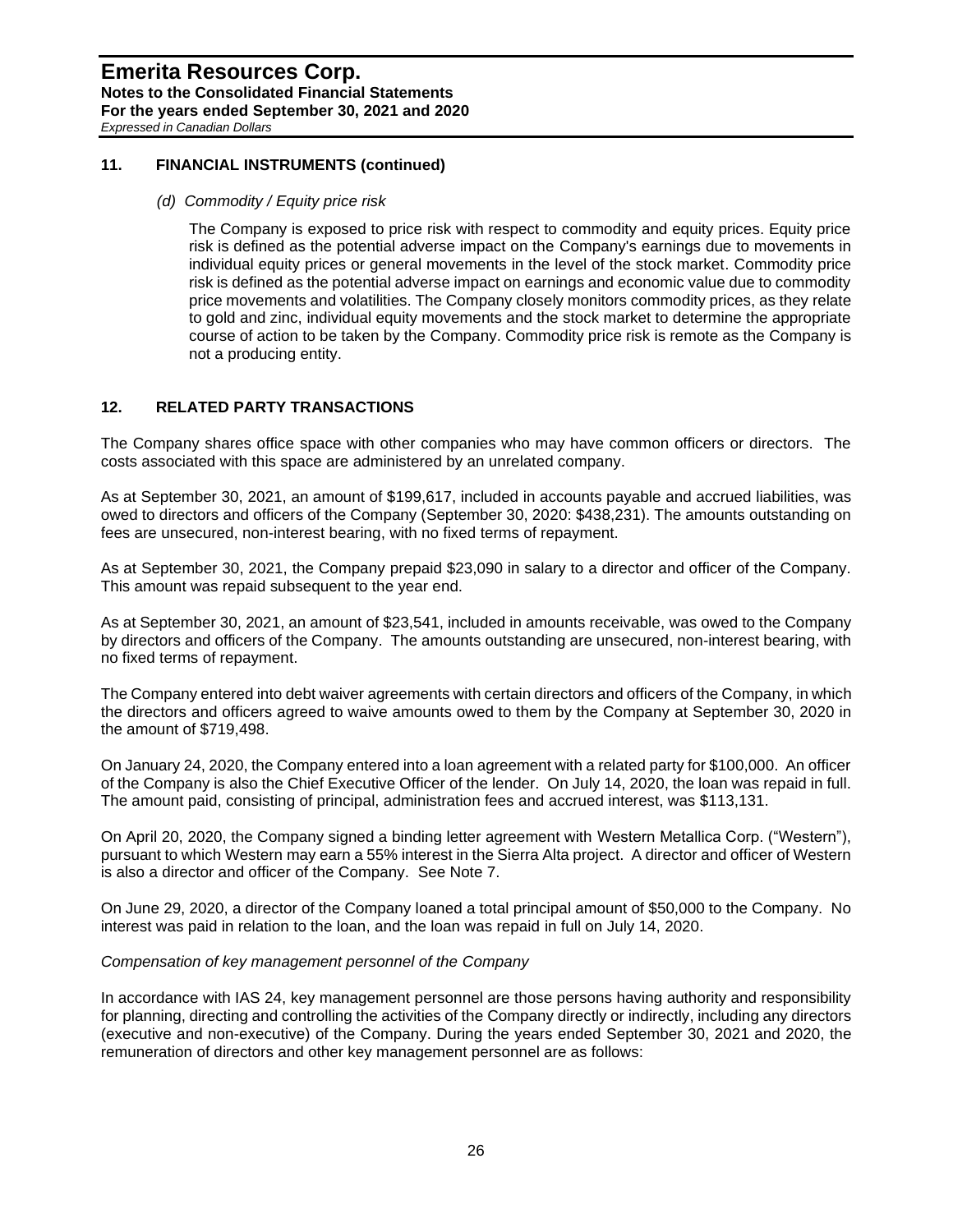## 11. FINANCIAL INSTRUMENTS (continued)

*(d) Commodity / Equity price risk*

The Company is exposed to price risk with respect to commodity and equity prices. Equity price risk is defined as the potential adverse impact on the Company's earnings due to movements in individual equity prices or general movements in the level of the stock market. Commodity price risk is defined as the potential adverse impact on earnings and economic value due to commodity price movements and volatilities. The Company closely monitors commodity prices, as they relate to gold and zinc, individual equity movements and the stock market to determine the appropriate course of action to be taken by the Company. Commodity price risk is remote as the Company is not a producing entity.

## 12. RELATED PARTY TRANSACTIONS

The Company shares office space with other companies who may have common officers or directors. The costs associated with this space are administered by an unrelated company.

As at September 30, 2021, an amount of $199,617, included in accounts payable and accrued liabilities, was owed to directors and officers of the Company (September 30, 2020: $438,231). The amounts outstanding on fees are unsecured, non-interest bearing, with no fixed terms of repayment.

As at September 30, 2021, the Company prepaid $23,090 in salary to a director and officer of the Company. This amount was repaid subsequent to the year end.

As at September 30, 2021, an amount of $23,541, included in amounts receivable, was owed to the Company by directors and officers of the Company. The amounts outstanding are unsecured, non-interest bearing, with no fixed terms of repayment.

The Company entered into debt waiver agreements with certain directors and officers of the Company, in which the directors and officers agreed to waive amounts owed to them by the Company at September 30, 2020 in the amount of $719,498.

On January 24, 2020, the Company entered into a loan agreement with a related party for $100,000. An officer of the Company is also the Chief Executive Officer of the lender. On July 14, 2020, the loan was repaid in full. The amount paid, consisting of principal, administration fees and accrued interest, was $113,131.

On April 20, 2020, the Company signed a binding letter agreement with Western Metallica Corp. ("Western"), pursuant to which Western may earn a 55% interest in the Sierra Alta project. A director and officer of Western is also a director and officer of the Company. See Note 7.

On June 29, 2020, a director of the Company loaned a total principal amount of $50,000 to the Company. No interest was paid in relation to the loan, and the loan was repaid in full on July 14, 2020.

*Compensation of key management personnel of the Company*

In accordance with IAS 24, key management personnel are those persons having authority and responsibility for planning, directing and controlling the activities of the Company directly or indirectly, including any directors (executive and non-executive) of the Company. During the years ended September 30, 2021 and 2020, the remuneration of directors and other key management personnel are as follows: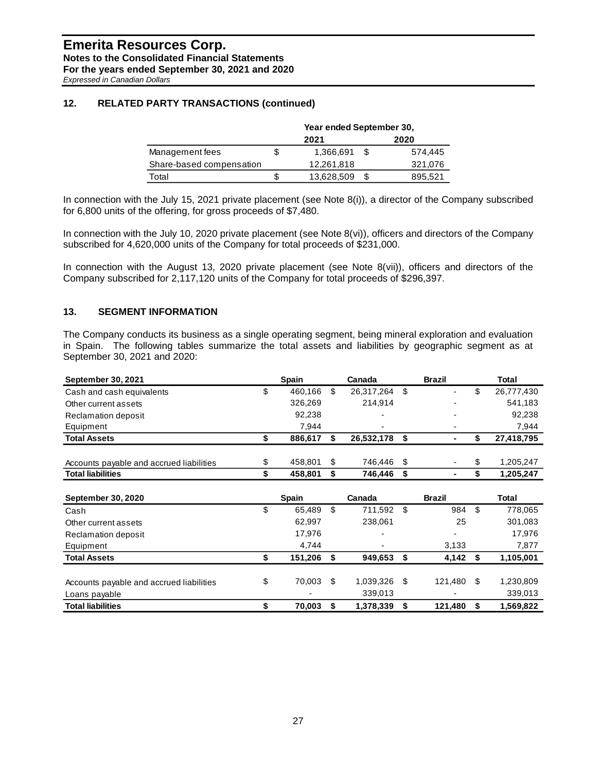## 12. RELATED PARTY TRANSACTIONS (continued)

| | Year ended September 30, | |
|---|---|---|
| | 2021 | 2020 |
| Management fees | $ 1,366,691 | $ 574,445 |
| Share-based compensation | 12,261,818 | 321,076 |
| Total | $ 13,628,509 | $ 895,521 |

In connection with the July 15, 2021 private placement (see Note 8(i)), a director of the Company subscribed for 6,800 units of the offering, for gross proceeds of $7,480.

In connection with the July 10, 2020 private placement (see Note 8(vi)), officers and directors of the Company subscribed for 4,620,000 units of the Company for total proceeds of $231,000.

In connection with the August 13, 2020 private placement (see Note 8(vii)), officers and directors of the Company subscribed for 2,117,120 units of the Company for total proceeds of $296,397.

## 13. SEGMENT INFORMATION

The Company conducts its business as a single operating segment, being mineral exploration and evaluation in Spain. The following tables summarize the total assets and liabilities by geographic segment as at September 30, 2021 and 2020:

| September 30, 2021 | Spain | Canada | Brazil | Total |
|---|---|---|---|---|
| Cash and cash equivalents | $ 460,166 | $ 26,317,264 | $ - | $ 26,777,430 |
| Other current assets | 326,269 | 214,914 | - | 541,183 |
| Reclamation deposit | 92,238 | - | - | 92,238 |
| Equipment | 7,944 | - | - | 7,944 |
| **Total Assets** | **$ 886,617** | **$ 26,532,178** | **$ -** | **$ 27,418,795** |
| | | | | |
| Accounts payable and accrued liabilities | $ 458,801 | $ 746,446 | $ - | $ 1,205,247 |
| **Total liabilities** | **$ 458,801** | **$ 746,446** | **$ -** | **$ 1,205,247** |

| September 30, 2020 | Spain | Canada | Brazil | Total |
|---|---|---|---|---|
| Cash | $ 65,489 | $ 711,592 | $ 984 | $ 778,065 |
| Other current assets | 62,997 | 238,061 | 25 | 301,083 |
| Reclamation deposit | 17,976 | - | - | 17,976 |
| Equipment | 4,744 | - | 3,133 | 7,877 |
| **Total Assets** | **$ 151,206** | **$ 949,653** | **$ 4,142** | **$ 1,105,001** |
| | | | | |
| Accounts payable and accrued liabilities | $ 70,003 | $ 1,039,326 | $ 121,480 | $ 1,230,809 |
| Loans payable | - | 339,013 | - | 339,013 |
| **Total liabilities** | **$ 70,003** | **$ 1,378,339** | **$ 121,480** | **$ 1,569,822** |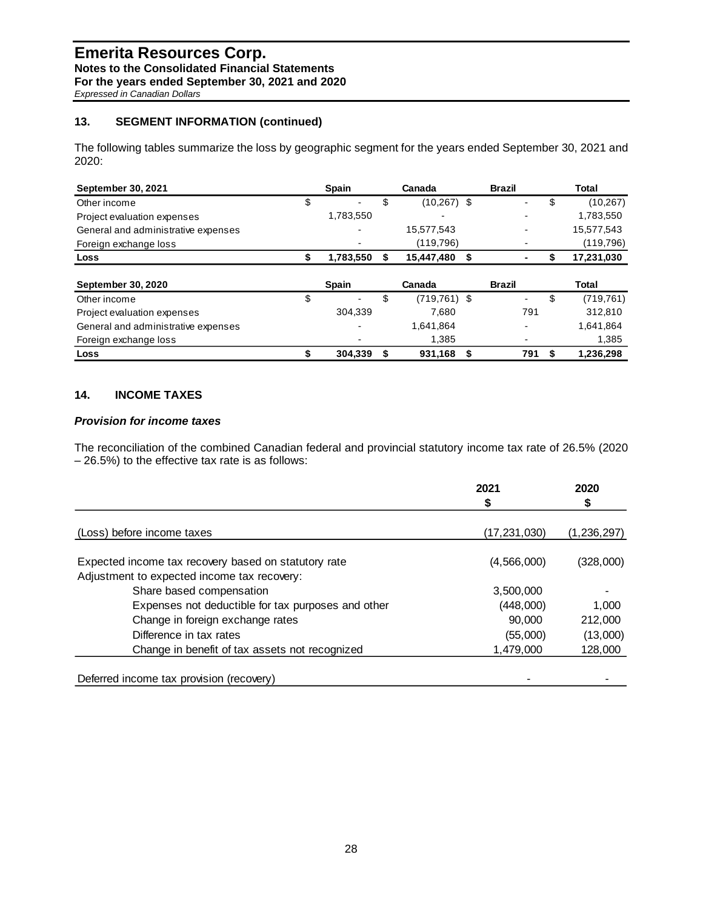## 13. SEGMENT INFORMATION (continued)

The following tables summarize the loss by geographic segment for the years ended September 30, 2021 and 2020:

| September 30, 2021 | Spain | Canada | Brazil | Total |
|---|---|---|---|---|
| Other income | $ - | $ (10,267) | $ - | $ (10,267) |
| Project evaluation expenses | 1,783,550 | - | - | 1,783,550 |
| General and administrative expenses | - | 15,577,543 | - | 15,577,543 |
| Foreign exchange loss | - | (119,796) | - | (119,796) |
| **Loss** | **$ 1,783,550** | **$ 15,447,480** | **$ -** | **$ 17,231,030** |

| September 30, 2020 | Spain | Canada | Brazil | Total |
|---|---|---|---|---|
| Other income | $ - | $ (719,761) | $ - | $ (719,761) |
| Project evaluation expenses | 304,339 | 7,680 | 791 | 312,810 |
| General and administrative expenses | - | 1,641,864 | - | 1,641,864 |
| Foreign exchange loss | - | 1,385 | - | 1,385 |
| **Loss** | **$ 304,339** | **$ 931,168** | **$ 791** | **$ 1,236,298** |

## 14. INCOME TAXES

### *Provision for income taxes*

The reconciliation of the combined Canadian federal and provincial statutory income tax rate of 26.5% (2020 – 26.5%) to the effective tax rate is as follows:

| | 2021<br>$ | 2020<br>$ |
|---|---|---|
| (Loss) before income taxes | (17,231,030) | (1,236,297) |
| Expected income tax recovery based on statutory rate | (4,566,000) | (328,000) |
| Adjustment to expected income tax recovery: | | |
| Share based compensation | 3,500,000 | - |
| Expenses not deductible for tax purposes and other | (448,000) | 1,000 |
| Change in foreign exchange rates | 90,000 | 212,000 |
| Difference in tax rates | (55,000) | (13,000) |
| Change in benefit of tax assets not recognized | 1,479,000 | 128,000 |
| Deferred income tax provision (recovery) | - | - |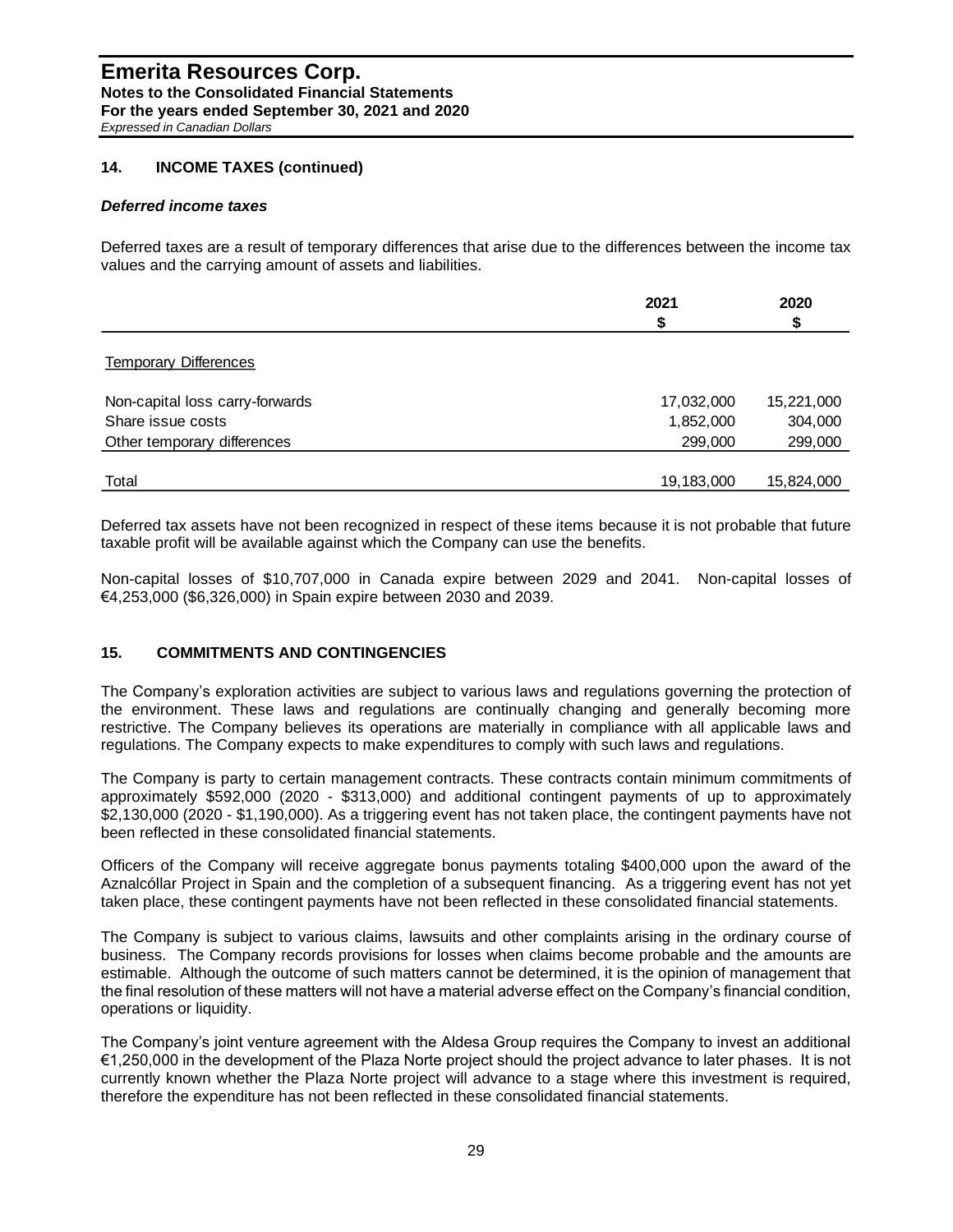## 14. INCOME TAXES (continued)

### *Deferred income taxes*

Deferred taxes are a result of temporary differences that arise due to the differences between the income tax values and the carrying amount of assets and liabilities.

| | 2021<br>$ | 2020<br>$ |
|---|---|---|
| Temporary Differences | | |
| Non-capital loss carry-forwards | 17,032,000 | 15,221,000 |
| Share issue costs | 1,852,000 | 304,000 |
| Other temporary differences | 299,000 | 299,000 |
| Total | 19,183,000 | 15,824,000 |

Deferred tax assets have not been recognized in respect of these items because it is not probable that future taxable profit will be available against which the Company can use the benefits.

Non-capital losses of $10,707,000 in Canada expire between 2029 and 2041. Non-capital losses of €4,253,000 ($6,326,000) in Spain expire between 2030 and 2039.

## 15. COMMITMENTS AND CONTINGENCIES

The Company's exploration activities are subject to various laws and regulations governing the protection of the environment. These laws and regulations are continually changing and generally becoming more restrictive. The Company believes its operations are materially in compliance with all applicable laws and regulations. The Company expects to make expenditures to comply with such laws and regulations.

The Company is party to certain management contracts. These contracts contain minimum commitments of approximately $592,000 (2020 - $313,000) and additional contingent payments of up to approximately $2,130,000 (2020 - $1,190,000). As a triggering event has not taken place, the contingent payments have not been reflected in these consolidated financial statements.

Officers of the Company will receive aggregate bonus payments totaling $400,000 upon the award of the Aznalcóllar Project in Spain and the completion of a subsequent financing. As a triggering event has not yet taken place, these contingent payments have not been reflected in these consolidated financial statements.

The Company is subject to various claims, lawsuits and other complaints arising in the ordinary course of business. The Company records provisions for losses when claims become probable and the amounts are estimable. Although the outcome of such matters cannot be determined, it is the opinion of management that the final resolution of these matters will not have a material adverse effect on the Company's financial condition, operations or liquidity.

The Company's joint venture agreement with the Aldesa Group requires the Company to invest an additional €1,250,000 in the development of the Plaza Norte project should the project advance to later phases. It is not currently known whether the Plaza Norte project will advance to a stage where this investment is required, therefore the expenditure has not been reflected in these consolidated financial statements.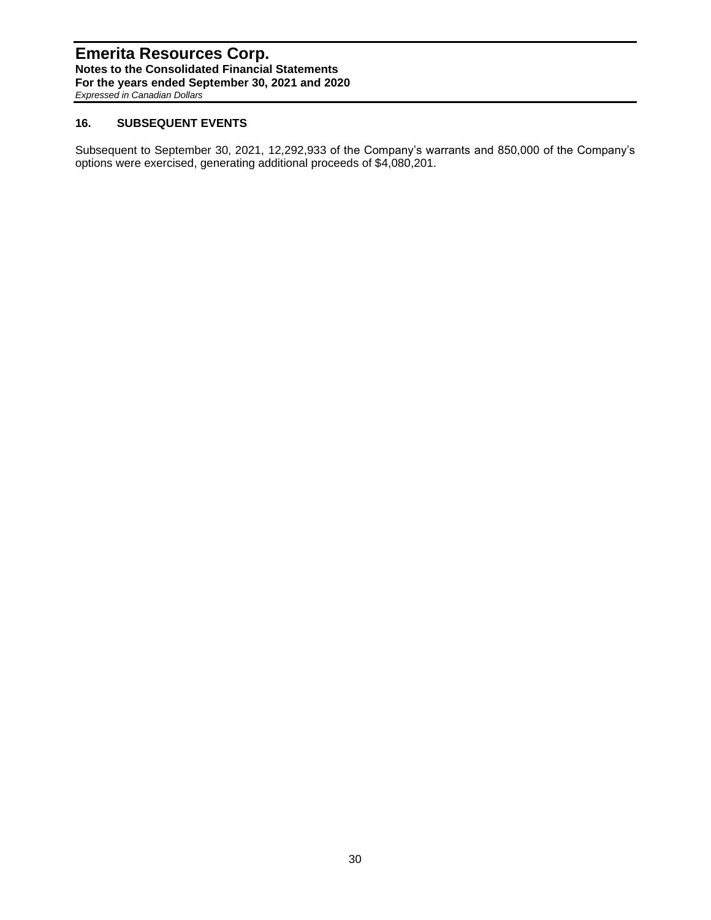## 16. SUBSEQUENT EVENTS

Subsequent to September 30, 2021, 12,292,933 of the Company's warrants and 850,000 of the Company's options were exercised, generating additional proceeds of $4,080,201.